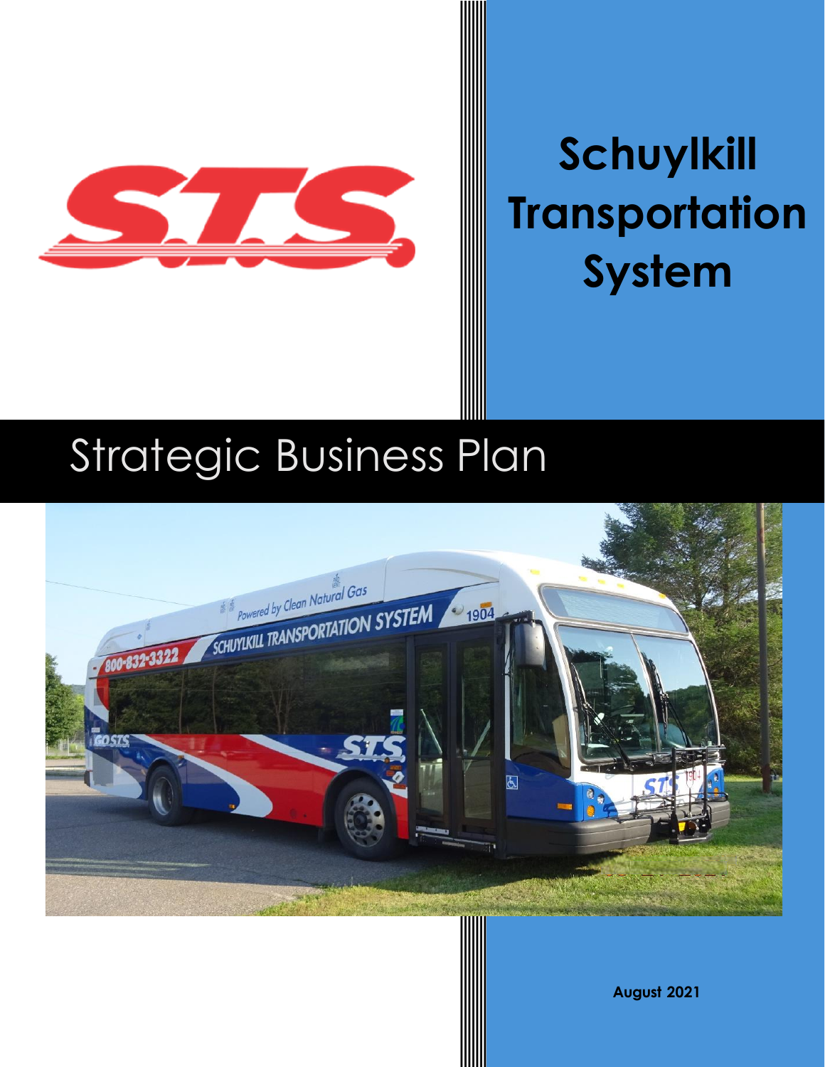# Schuylkill Transportation System

## Strategic Business Plan

**August 2021**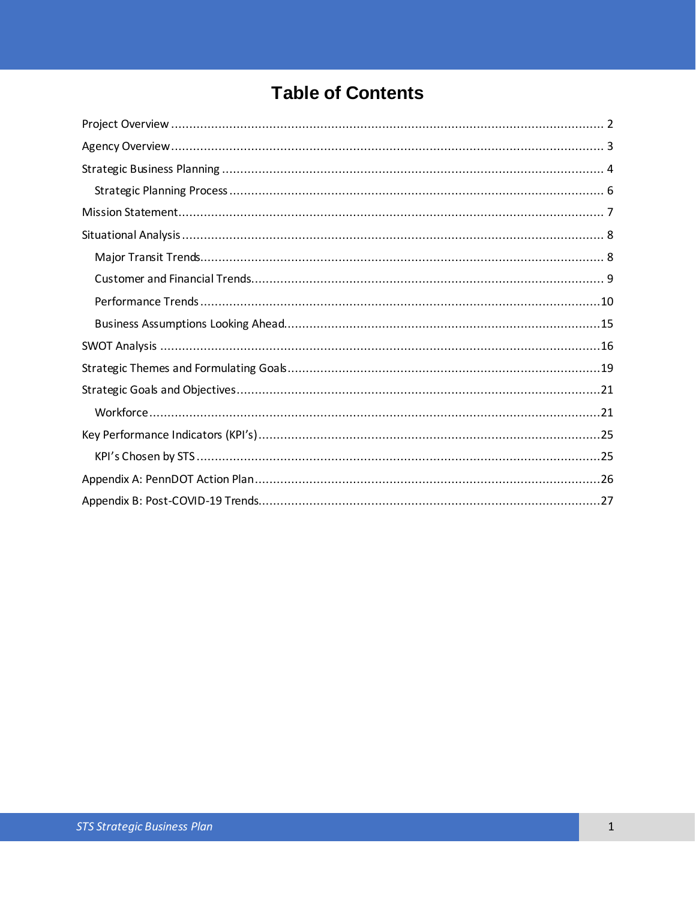# Table of Contents

- Project Overview ... 2
- Agency Overview ... 3
- Strategic Business Planning ... 4
  - Strategic Planning Process ... 6
- Mission Statement ... 7
- Situational Analysis ... 8
  - Major Transit Trends ... 8
  - Customer and Financial Trends ... 9
  - Performance Trends ... 10
  - Business Assumptions Looking Ahead ... 15
- SWOT Analysis ... 16
- Strategic Themes and Formulating Goals ... 19
- Strategic Goals and Objectives ... 21
  - Workforce ... 21
- Key Performance Indicators (KPI's) ... 25
  - KPI's Chosen by STS ... 25
- Appendix A: PennDOT Action Plan ... 26
- Appendix B: Post-COVID-19 Trends ... 27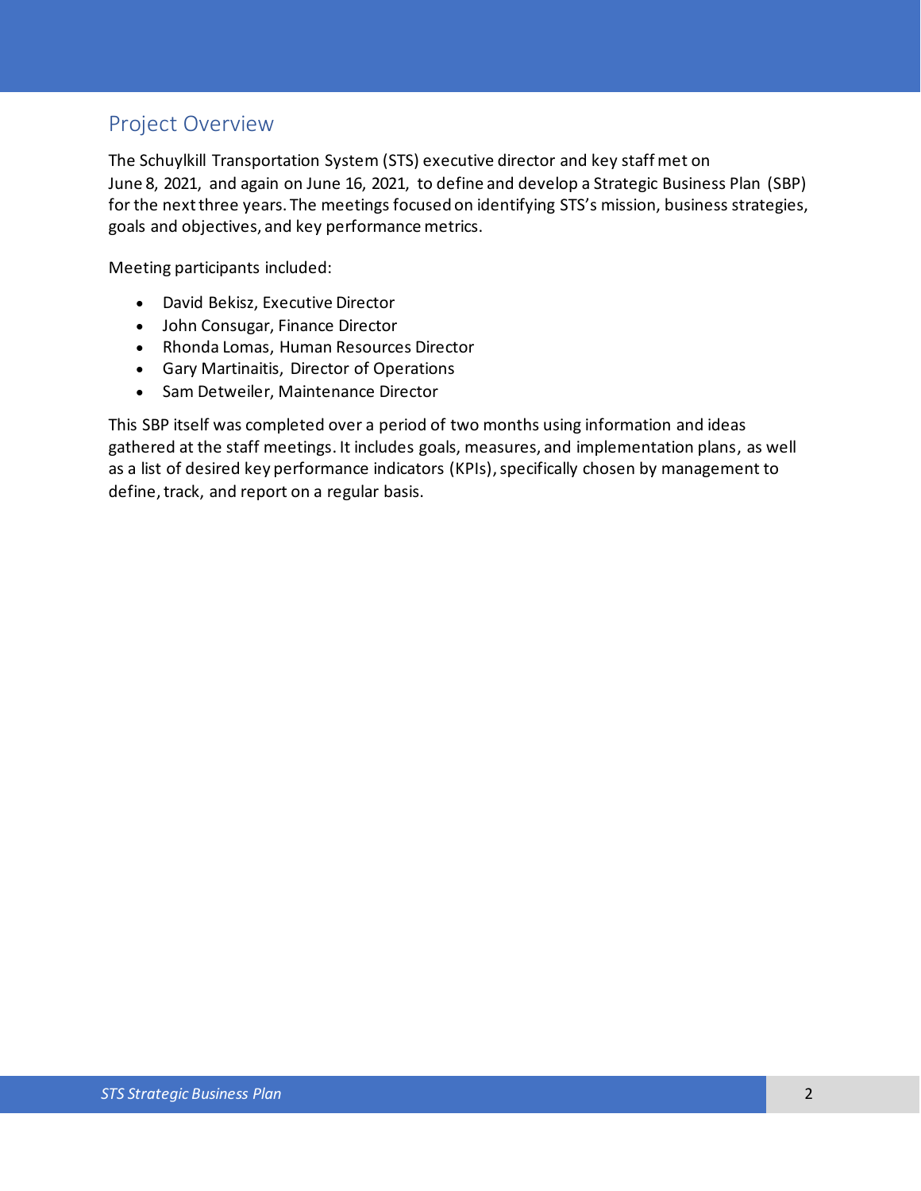## Project Overview

The Schuylkill Transportation System (STS) executive director and key staff met on June 8, 2021, and again on June 16, 2021, to define and develop a Strategic Business Plan (SBP) for the next three years. The meetings focused on identifying STS's mission, business strategies, goals and objectives, and key performance metrics.

Meeting participants included:

- David Bekisz, Executive Director
- John Consugar, Finance Director
- Rhonda Lomas, Human Resources Director
- Gary Martinaitis, Director of Operations
- Sam Detweiler, Maintenance Director

This SBP itself was completed over a period of two months using information and ideas gathered at the staff meetings. It includes goals, measures, and implementation plans, as well as a list of desired key performance indicators (KPIs), specifically chosen by management to define, track, and report on a regular basis.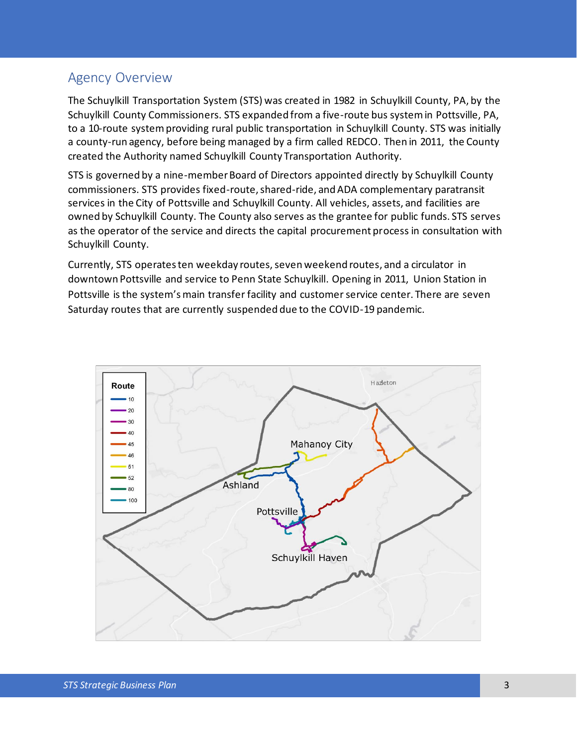## Agency Overview

The Schuylkill Transportation System (STS) was created in 1982 in Schuylkill County, PA, by the Schuylkill County Commissioners. STS expanded from a five-route bus system in Pottsville, PA, to a 10-route system providing rural public transportation in Schuylkill County. STS was initially a county-run agency, before being managed by a firm called REDCO. Then in 2011, the County created the Authority named Schuylkill County Transportation Authority.

STS is governed by a nine-member Board of Directors appointed directly by Schuylkill County commissioners. STS provides fixed-route, shared-ride, and ADA complementary paratransit services in the City of Pottsville and Schuylkill County. All vehicles, assets, and facilities are owned by Schuylkill County. The County also serves as the grantee for public funds. STS serves as the operator of the service and directs the capital procurement process in consultation with Schuylkill County.

Currently, STS operates ten weekday routes, seven weekend routes, and a circulator in downtown Pottsville and service to Penn State Schuylkill. Opening in 2011, Union Station in Pottsville is the system's main transfer facility and customer service center. There are seven Saturday routes that are currently suspended due to the COVID-19 pandemic.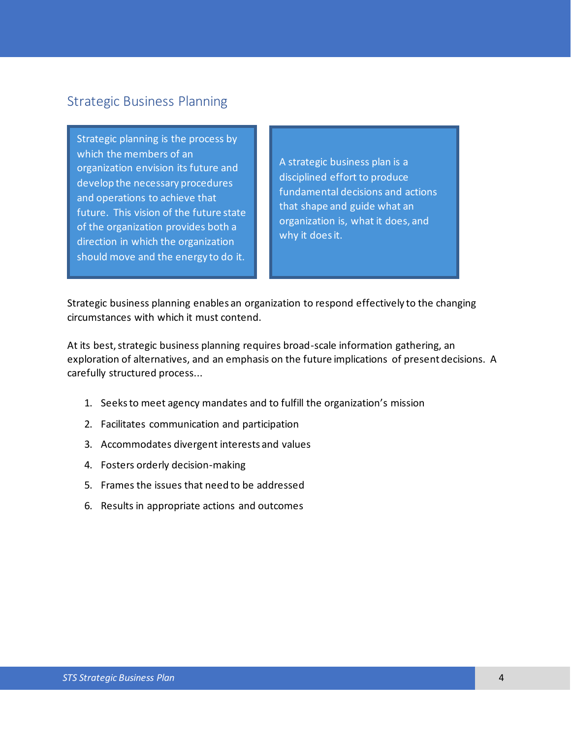## Strategic Business Planning

Strategic planning is the process by which the members of an organization envision its future and develop the necessary procedures and operations to achieve that future. This vision of the future state of the organization provides both a direction in which the organization should move and the energy to do it.

A strategic business plan is a disciplined effort to produce fundamental decisions and actions that shape and guide what an organization is, what it does, and why it does it.

Strategic business planning enables an organization to respond effectively to the changing circumstances with which it must contend.

At its best, strategic business planning requires broad-scale information gathering, an exploration of alternatives, and an emphasis on the future implications of present decisions. A carefully structured process...

1. Seeks to meet agency mandates and to fulfill the organization's mission
2. Facilitates communication and participation
3. Accommodates divergent interests and values
4. Fosters orderly decision-making
5. Frames the issues that need to be addressed
6. Results in appropriate actions and outcomes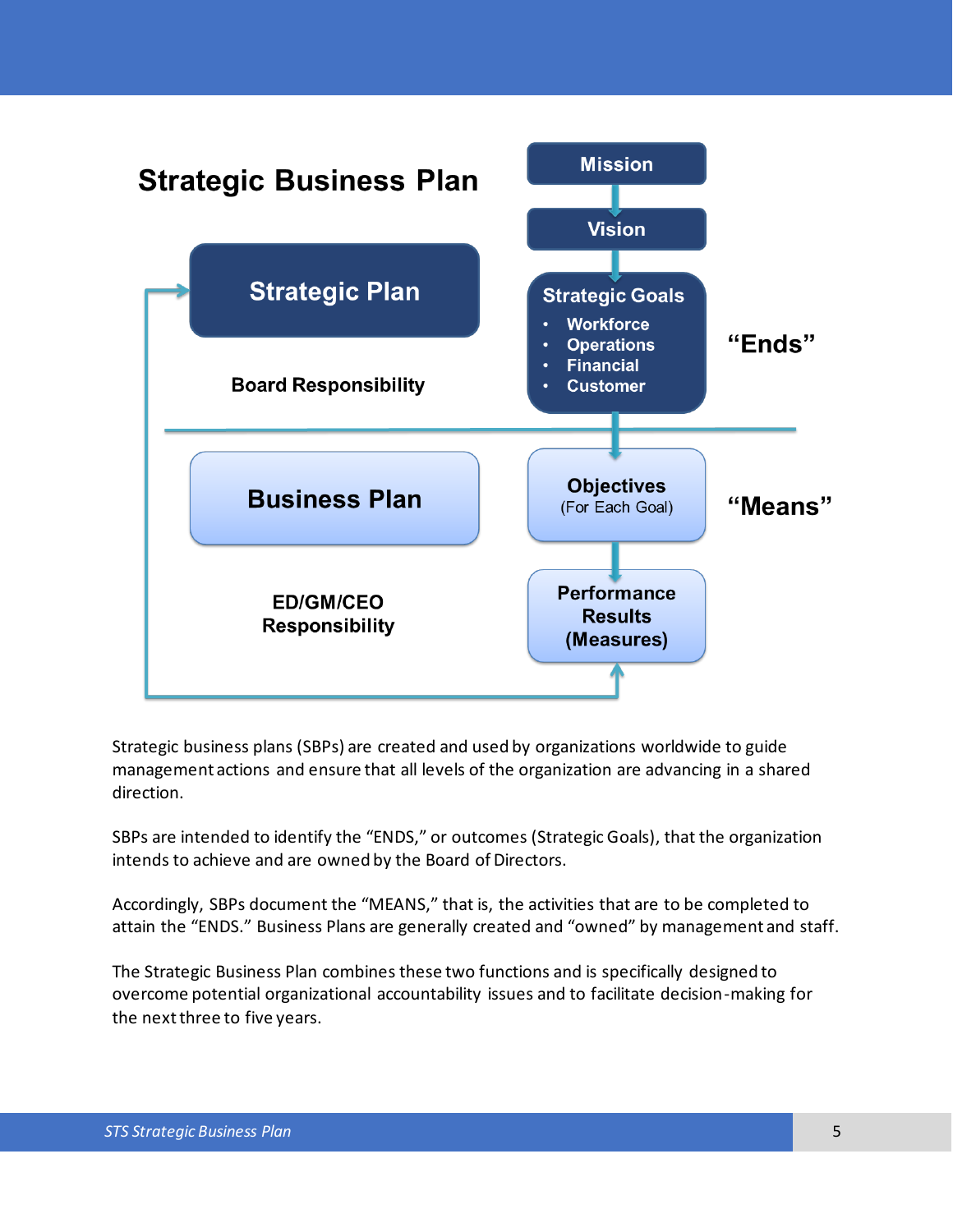# Strategic Business Plan

**Strategic Plan**

**Board Responsibility**

**Mission**

**Vision**

**Strategic Goals**

- **Workforce**
- **Operations**
- **Financial**
- **Customer**

**"Ends"**

**Business Plan**

**ED/GM/CEO Responsibility**

**Objectives**
(For Each Goal)

**Performance Results (Measures)**

**"Means"**

Strategic business plans (SBPs) are created and used by organizations worldwide to guide management actions and ensure that all levels of the organization are advancing in a shared direction.

SBPs are intended to identify the "ENDS," or outcomes (Strategic Goals), that the organization intends to achieve and are owned by the Board of Directors.

Accordingly, SBPs document the "MEANS," that is, the activities that are to be completed to attain the "ENDS." Business Plans are generally created and "owned" by management and staff.

The Strategic Business Plan combines these two functions and is specifically designed to overcome potential organizational accountability issues and to facilitate decision-making for the next three to five years.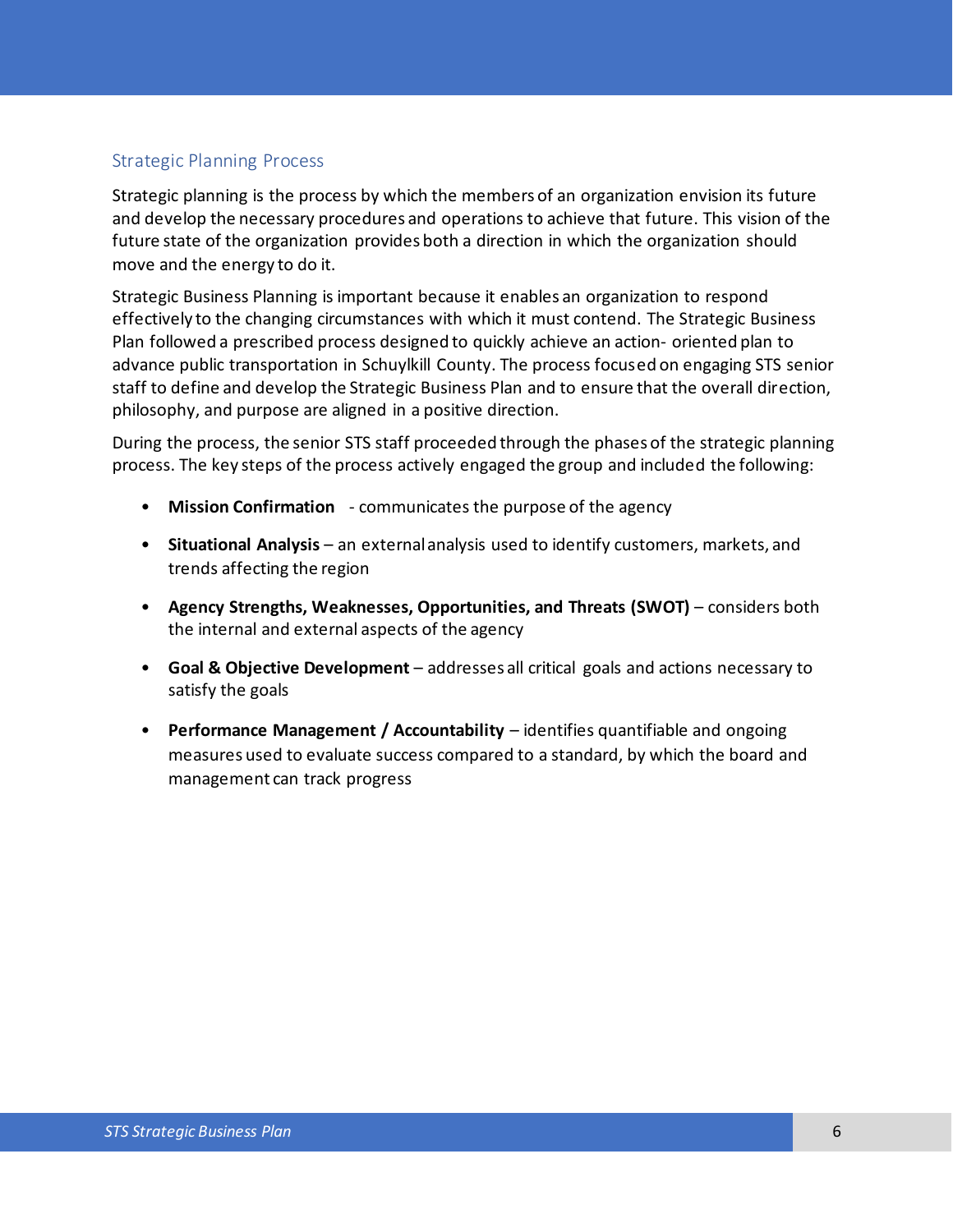## Strategic Planning Process

Strategic planning is the process by which the members of an organization envision its future and develop the necessary procedures and operations to achieve that future. This vision of the future state of the organization provides both a direction in which the organization should move and the energy to do it.

Strategic Business Planning is important because it enables an organization to respond effectively to the changing circumstances with which it must contend. The Strategic Business Plan followed a prescribed process designed to quickly achieve an action- oriented plan to advance public transportation in Schuylkill County. The process focused on engaging STS senior staff to define and develop the Strategic Business Plan and to ensure that the overall direction, philosophy, and purpose are aligned in a positive direction.

During the process, the senior STS staff proceeded through the phases of the strategic planning process. The key steps of the process actively engaged the group and included the following:

- **Mission Confirmation** - communicates the purpose of the agency
- **Situational Analysis** – an external analysis used to identify customers, markets, and trends affecting the region
- **Agency Strengths, Weaknesses, Opportunities, and Threats (SWOT)** – considers both the internal and external aspects of the agency
- **Goal & Objective Development** – addresses all critical goals and actions necessary to satisfy the goals
- **Performance Management / Accountability** – identifies quantifiable and ongoing measures used to evaluate success compared to a standard, by which the board and management can track progress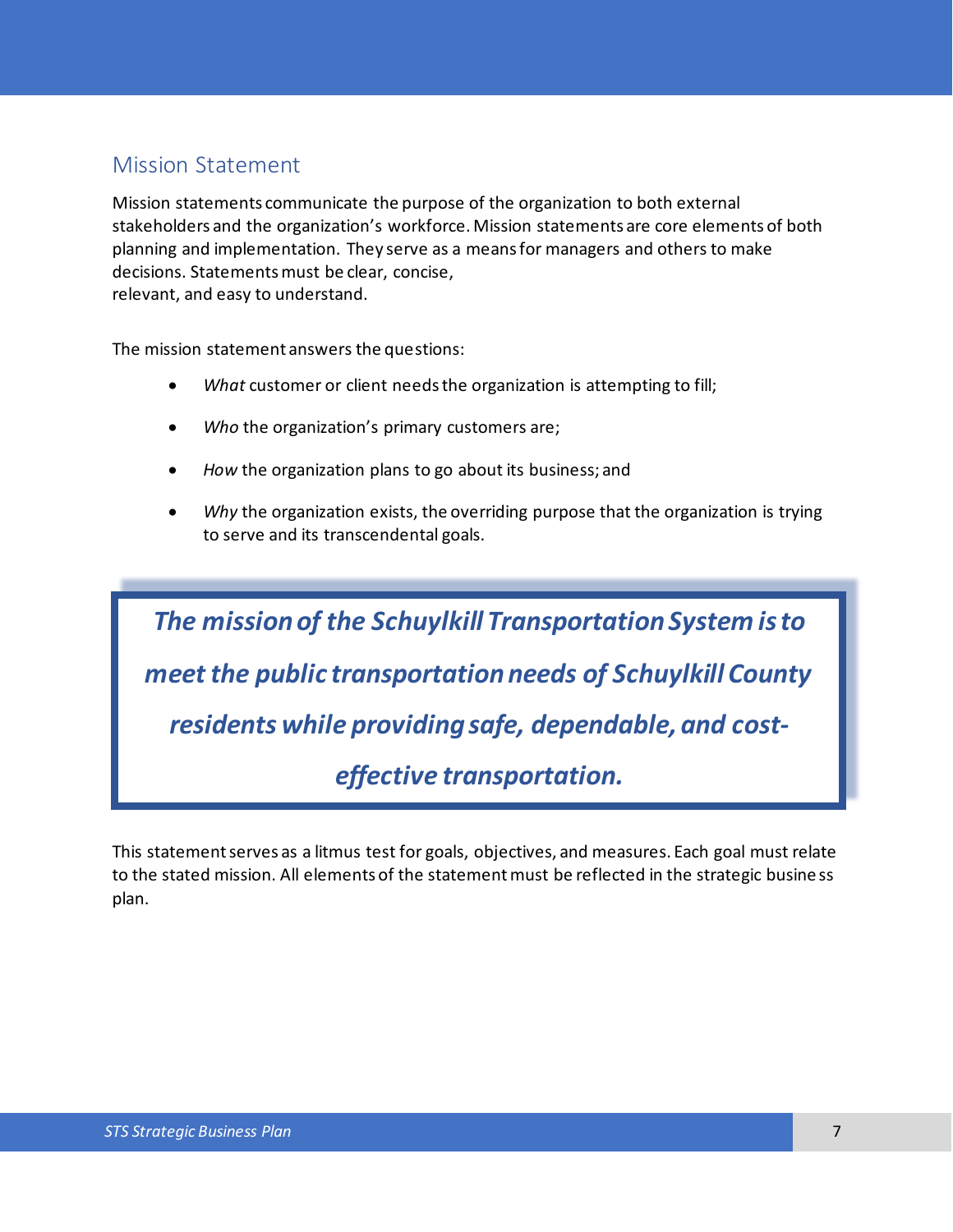## Mission Statement

Mission statements communicate the purpose of the organization to both external stakeholders and the organization's workforce. Mission statements are core elements of both planning and implementation. They serve as a means for managers and others to make decisions. Statements must be clear, concise, relevant, and easy to understand.

The mission statement answers the questions:

- *What* customer or client needs the organization is attempting to fill;
- *Who* the organization's primary customers are;
- *How* the organization plans to go about its business; and
- *Why* the organization exists, the overriding purpose that the organization is trying to serve and its transcendental goals.

> ***The mission of the Schuylkill Transportation System is to meet the public transportation needs of Schuylkill County residents while providing safe, dependable, and cost-effective transportation.***

This statement serves as a litmus test for goals, objectives, and measures. Each goal must relate to the stated mission. All elements of the statement must be reflected in the strategic business plan.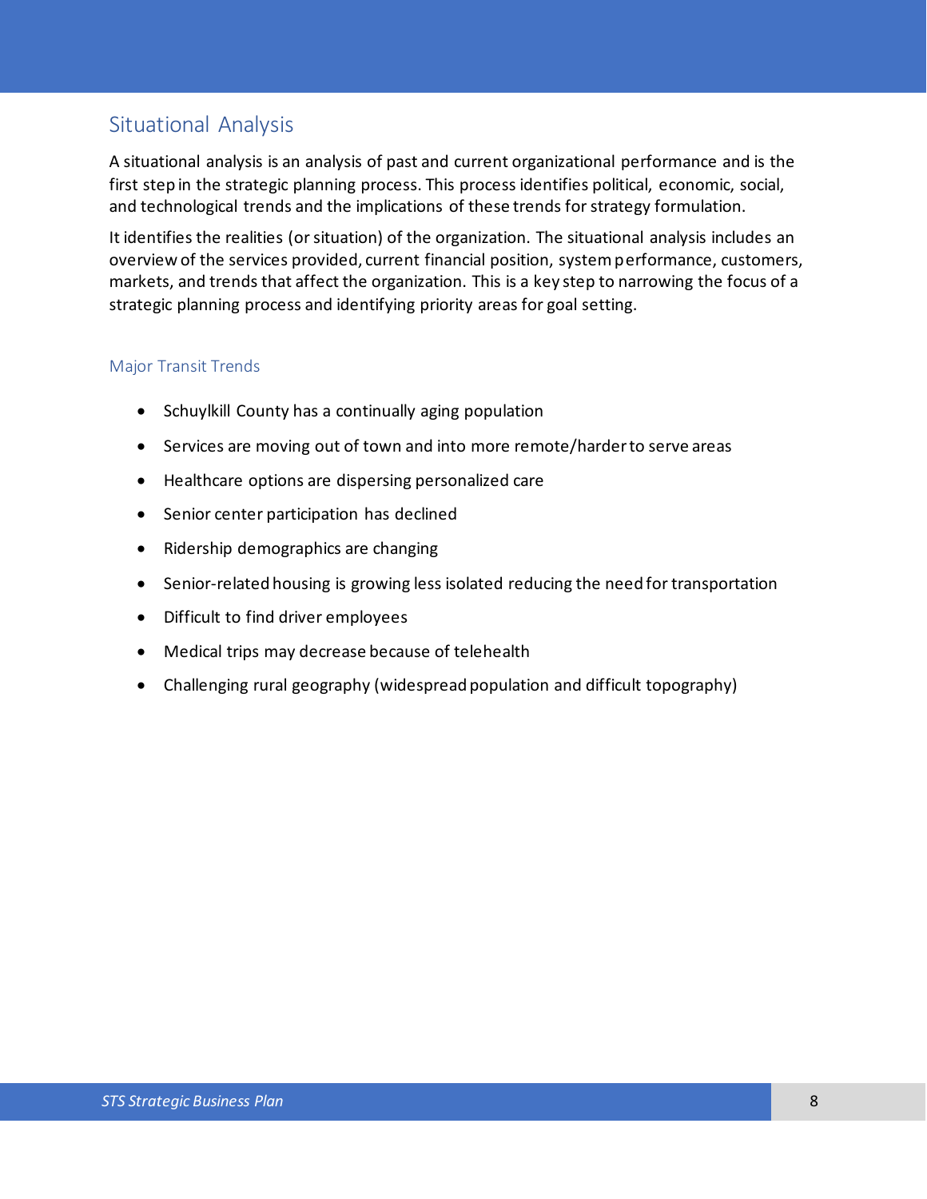## Situational Analysis

A situational analysis is an analysis of past and current organizational performance and is the first step in the strategic planning process. This process identifies political, economic, social, and technological trends and the implications of these trends for strategy formulation.

It identifies the realities (or situation) of the organization. The situational analysis includes an overview of the services provided, current financial position, system performance, customers, markets, and trends that affect the organization. This is a key step to narrowing the focus of a strategic planning process and identifying priority areas for goal setting.

### Major Transit Trends

- Schuylkill County has a continually aging population
- Services are moving out of town and into more remote/harder to serve areas
- Healthcare options are dispersing personalized care
- Senior center participation has declined
- Ridership demographics are changing
- Senior-related housing is growing less isolated reducing the need for transportation
- Difficult to find driver employees
- Medical trips may decrease because of telehealth
- Challenging rural geography (widespread population and difficult topography)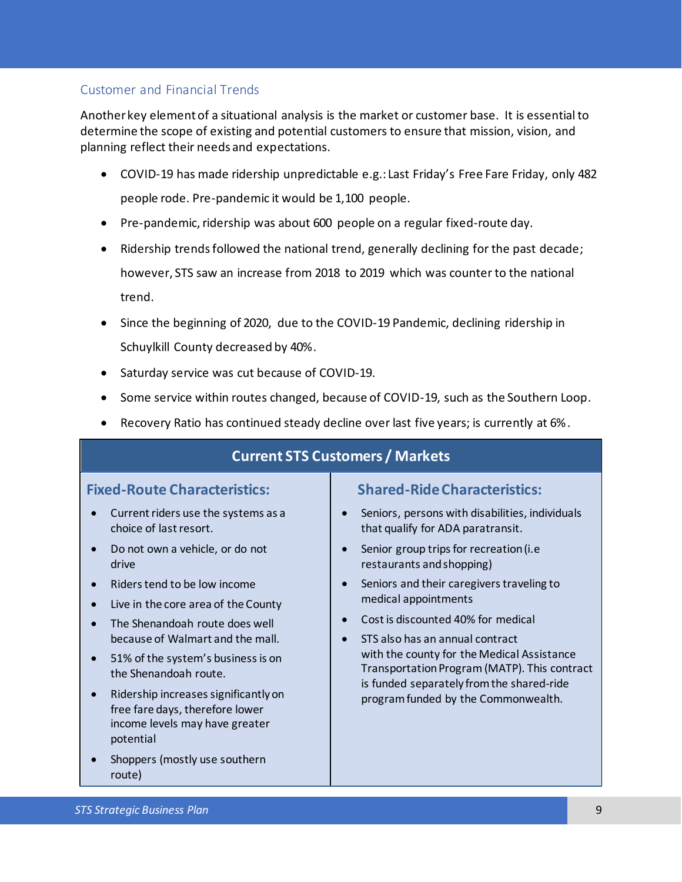## Customer and Financial Trends

Another key element of a situational analysis is the market or customer base. It is essential to determine the scope of existing and potential customers to ensure that mission, vision, and planning reflect their needs and expectations.

- COVID-19 has made ridership unpredictable e.g.: Last Friday's Free Fare Friday, only 482 people rode. Pre-pandemic it would be 1,100 people.
- Pre-pandemic, ridership was about 600 people on a regular fixed-route day.
- Ridership trends followed the national trend, generally declining for the past decade; however, STS saw an increase from 2018 to 2019 which was counter to the national trend.
- Since the beginning of 2020, due to the COVID-19 Pandemic, declining ridership in Schuylkill County decreased by 40%.
- Saturday service was cut because of COVID-19.
- Some service within routes changed, because of COVID-19, such as the Southern Loop.
- Recovery Ratio has continued steady decline over last five years; is currently at 6%.

### Current STS Customers / Markets

#### Fixed-Route Characteristics:

- Current riders use the systems as a choice of last resort.
- Do not own a vehicle, or do not drive
- Riders tend to be low income
- Live in the core area of the County
- The Shenandoah route does well because of Walmart and the mall.
- 51% of the system's business is on the Shenandoah route.
- Ridership increases significantly on free fare days, therefore lower income levels may have greater potential
- Shoppers (mostly use southern route)

#### Shared-Ride Characteristics:

- Seniors, persons with disabilities, individuals that qualify for ADA paratransit.
- Senior group trips for recreation (i.e restaurants and shopping)
- Seniors and their caregivers traveling to medical appointments
- Cost is discounted 40% for medical
- STS also has an annual contract with the county for the Medical Assistance Transportation Program (MATP). This contract is funded separately from the shared-ride program funded by the Commonwealth.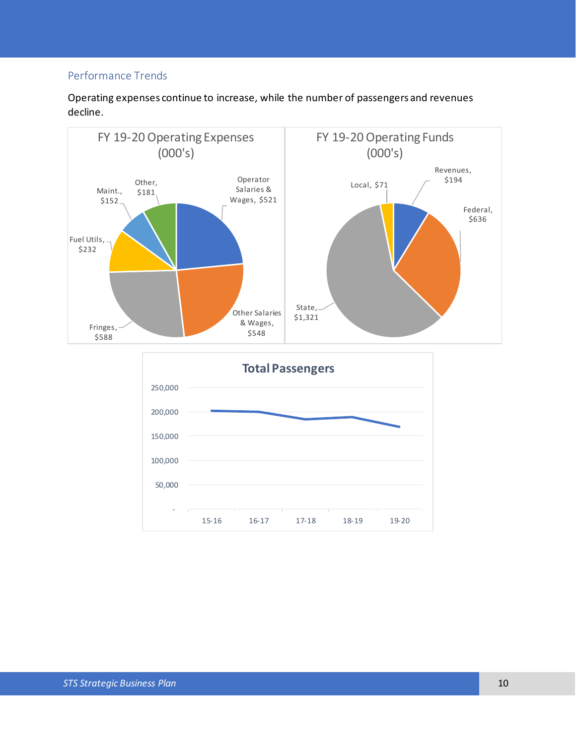## Performance Trends

Operating expenses continue to increase, while the number of passengers and revenues decline.

FY 19-20 Operating Expenses (000's)

Operator Salaries & Wages, $521
Other Salaries & Wages, $548
Fringes, $588
Fuel Utils, $232
Maint., $152
Other, $181

FY 19-20 Operating Funds (000's)

Revenues, $194
Federal, $636
State, $1,321
Local, $71

**Total Passengers**

250,000
200,000
150,000
100,000
50,000
-

15-16 16-17 17-18 18-19 19-20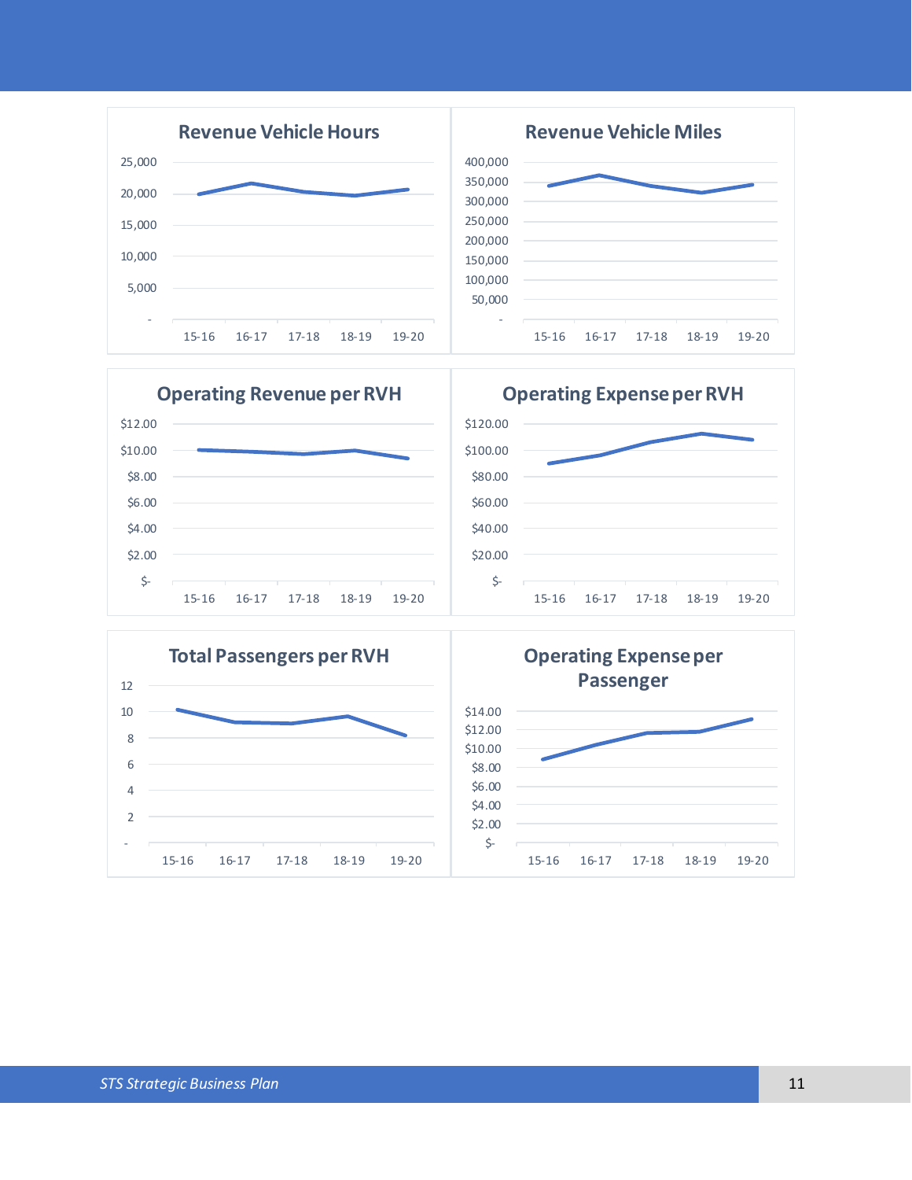**Revenue Vehicle Hours**

**Revenue Vehicle Miles**

**Operating Revenue per RVH**

**Operating Expense per RVH**

**Total Passengers per RVH**

**Operating Expense per Passenger**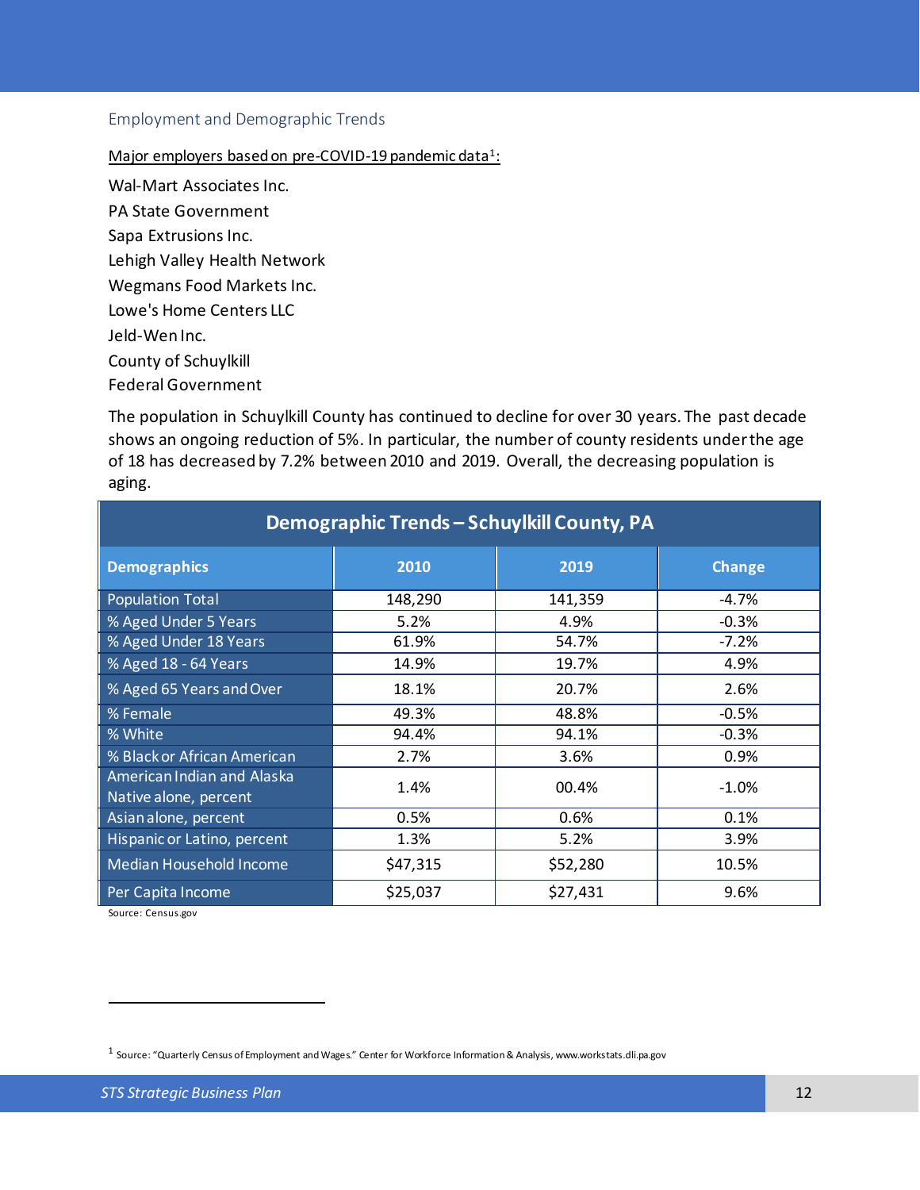## Employment and Demographic Trends

Major employers based on pre-COVID-19 pandemic data[1]:

Wal-Mart Associates Inc.
PA State Government
Sapa Extrusions Inc.
Lehigh Valley Health Network
Wegmans Food Markets Inc.
Lowe's Home Centers LLC
Jeld-Wen Inc.
County of Schuylkill
Federal Government

The population in Schuylkill County has continued to decline for over 30 years. The past decade shows an ongoing reduction of 5%. In particular, the number of county residents under the age of 18 has decreased by 7.2% between 2010 and 2019. Overall, the decreasing population is aging.

| Demographic Trends – Schuylkill County, PA | | | |
|---|---|---|---|
| **Demographics** | **2010** | **2019** | **Change** |
| Population Total | 148,290 | 141,359 | -4.7% |
| % Aged Under 5 Years | 5.2% | 4.9% | -0.3% |
| % Aged Under 18 Years | 61.9% | 54.7% | -7.2% |
| % Aged 18 - 64 Years | 14.9% | 19.7% | 4.9% |
| % Aged 65 Years and Over | 18.1% | 20.7% | 2.6% |
| % Female | 49.3% | 48.8% | -0.5% |
| % White | 94.4% | 94.1% | -0.3% |
| % Black or African American | 2.7% | 3.6% | 0.9% |
| American Indian and Alaska Native alone, percent | 1.4% | 00.4% | -1.0% |
| Asian alone, percent | 0.5% | 0.6% | 0.1% |
| Hispanic or Latino, percent | 1.3% | 5.2% | 3.9% |
| Median Household Income | $47,315 | $52,280 | 10.5% |
| Per Capita Income | $25,037 | $27,431 | 9.6% |

Source: Census.gov

[1] Source: "Quarterly Census of Employment and Wages." Center for Workforce Information & Analysis, www.workstats.dli.pa.gov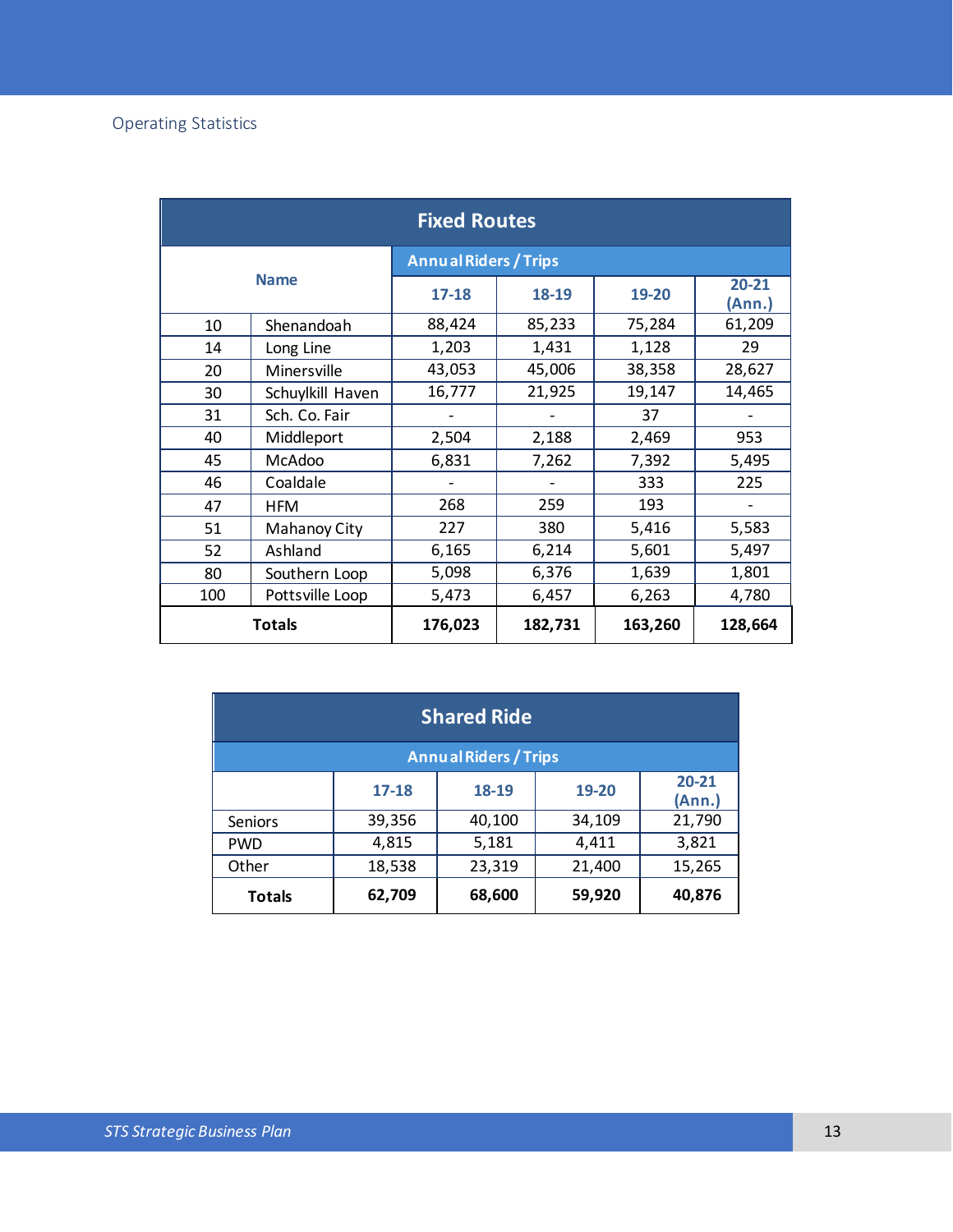Operating Statistics

| Fixed Routes | | | | | |
|---|---|---|---|---|---|
| Name | | Annual Riders / Trips | | | |
| | | 17-18 | 18-19 | 19-20 | 20-21 (Ann.) |
| 10 | Shenandoah | 88,424 | 85,233 | 75,284 | 61,209 |
| 14 | Long Line | 1,203 | 1,431 | 1,128 | 29 |
| 20 | Minersville | 43,053 | 45,006 | 38,358 | 28,627 |
| 30 | Schuylkill Haven | 16,777 | 21,925 | 19,147 | 14,465 |
| 31 | Sch. Co. Fair | - | - | 37 | - |
| 40 | Middleport | 2,504 | 2,188 | 2,469 | 953 |
| 45 | McAdoo | 6,831 | 7,262 | 7,392 | 5,495 |
| 46 | Coaldale | - | - | 333 | 225 |
| 47 | HFM | 268 | 259 | 193 | - |
| 51 | Mahanoy City | 227 | 380 | 5,416 | 5,583 |
| 52 | Ashland | 6,165 | 6,214 | 5,601 | 5,497 |
| 80 | Southern Loop | 5,098 | 6,376 | 1,639 | 1,801 |
| 100 | Pottsville Loop | 5,473 | 6,457 | 6,263 | 4,780 |
| **Totals** | | **176,023** | **182,731** | **163,260** | **128,664** |

| Shared Ride | | | | |
|---|---|---|---|---|
| | Annual Riders / Trips | | | |
| | 17-18 | 18-19 | 19-20 | 20-21 (Ann.) |
| Seniors | 39,356 | 40,100 | 34,109 | 21,790 |
| PWD | 4,815 | 5,181 | 4,411 | 3,821 |
| Other | 18,538 | 23,319 | 21,400 | 15,265 |
| **Totals** | **62,709** | **68,600** | **59,920** | **40,876** |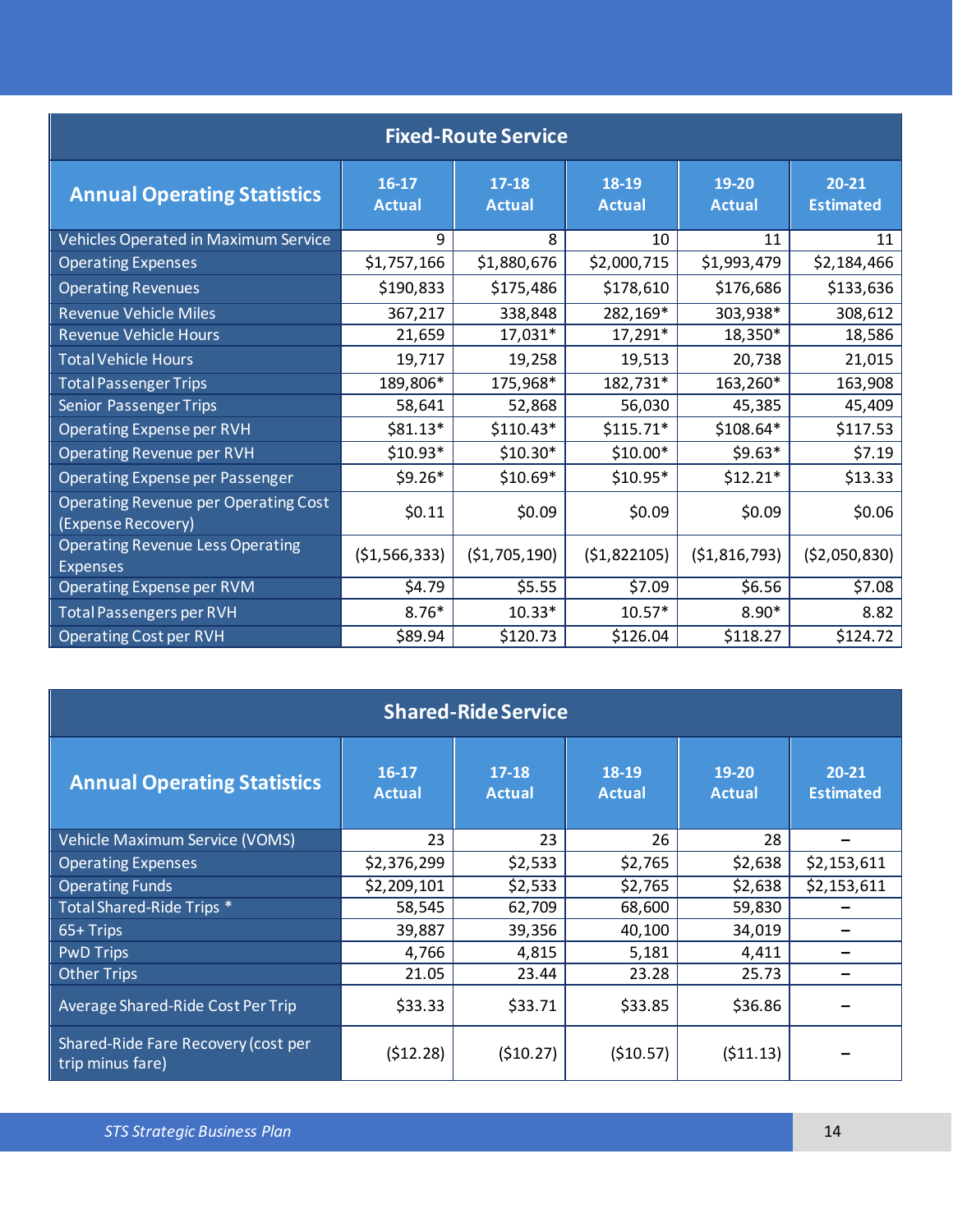## Fixed-Route Service

| Annual Operating Statistics | 16-17 Actual | 17-18 Actual | 18-19 Actual | 19-20 Actual | 20-21 Estimated |
|---|---|---|---|---|---|
| Vehicles Operated in Maximum Service | 9 | 8 | 10 | 11 | 11 |
| Operating Expenses | $1,757,166 | $1,880,676 | $2,000,715 | $1,993,479 | $2,184,466 |
| Operating Revenues | $190,833 | $175,486 | $178,610 | $176,686 | $133,636 |
| Revenue Vehicle Miles | 367,217 | 338,848 | 282,169* | 303,938* | 308,612 |
| Revenue Vehicle Hours | 21,659 | 17,031* | 17,291* | 18,350* | 18,586 |
| Total Vehicle Hours | 19,717 | 19,258 | 19,513 | 20,738 | 21,015 |
| Total Passenger Trips | 189,806* | 175,968* | 182,731* | 163,260* | 163,908 |
| Senior Passenger Trips | 58,641 | 52,868 | 56,030 | 45,385 | 45,409 |
| Operating Expense per RVH | $81.13* | $110.43* | $115.71* | $108.64* | $117.53 |
| Operating Revenue per RVH | $10.93* | $10.30* | $10.00* | $9.63* | $7.19 |
| Operating Expense per Passenger | $9.26* | $10.69* | $10.95* | $12.21* | $13.33 |
| Operating Revenue per Operating Cost (Expense Recovery) | $0.11 | $0.09 | $0.09 | $0.09 | $0.06 |
| Operating Revenue Less Operating Expenses | ($1,566,333) | ($1,705,190) | ($1,822105) | ($1,816,793) | ($2,050,830) |
| Operating Expense per RVM | $4.79 | $5.55 | $7.09 | $6.56 | $7.08 |
| Total Passengers per RVH | 8.76* | 10.33* | 10.57* | 8.90* | 8.82 |
| Operating Cost per RVH | $89.94 | $120.73 | $126.04 | $118.27 | $124.72 |

## Shared-Ride Service

| Annual Operating Statistics | 16-17 Actual | 17-18 Actual | 18-19 Actual | 19-20 Actual | 20-21 Estimated |
|---|---|---|---|---|---|
| Vehicle Maximum Service (VOMS) | 23 | 23 | 26 | 28 | – |
| Operating Expenses | $2,376,299 | $2,533 | $2,765 | $2,638 | $2,153,611 |
| Operating Funds | $2,209,101 | $2,533 | $2,765 | $2,638 | $2,153,611 |
| Total Shared-Ride Trips * | 58,545 | 62,709 | 68,600 | 59,830 | – |
| 65+ Trips | 39,887 | 39,356 | 40,100 | 34,019 | – |
| PwD Trips | 4,766 | 4,815 | 5,181 | 4,411 | – |
| Other Trips | 21.05 | 23.44 | 23.28 | 25.73 | – |
| Average Shared-Ride Cost Per Trip | $33.33 | $33.71 | $33.85 | $36.86 | – |
| Shared-Ride Fare Recovery (cost per trip minus fare) | ($12.28) | ($10.27) | ($10.57) | ($11.13) | – |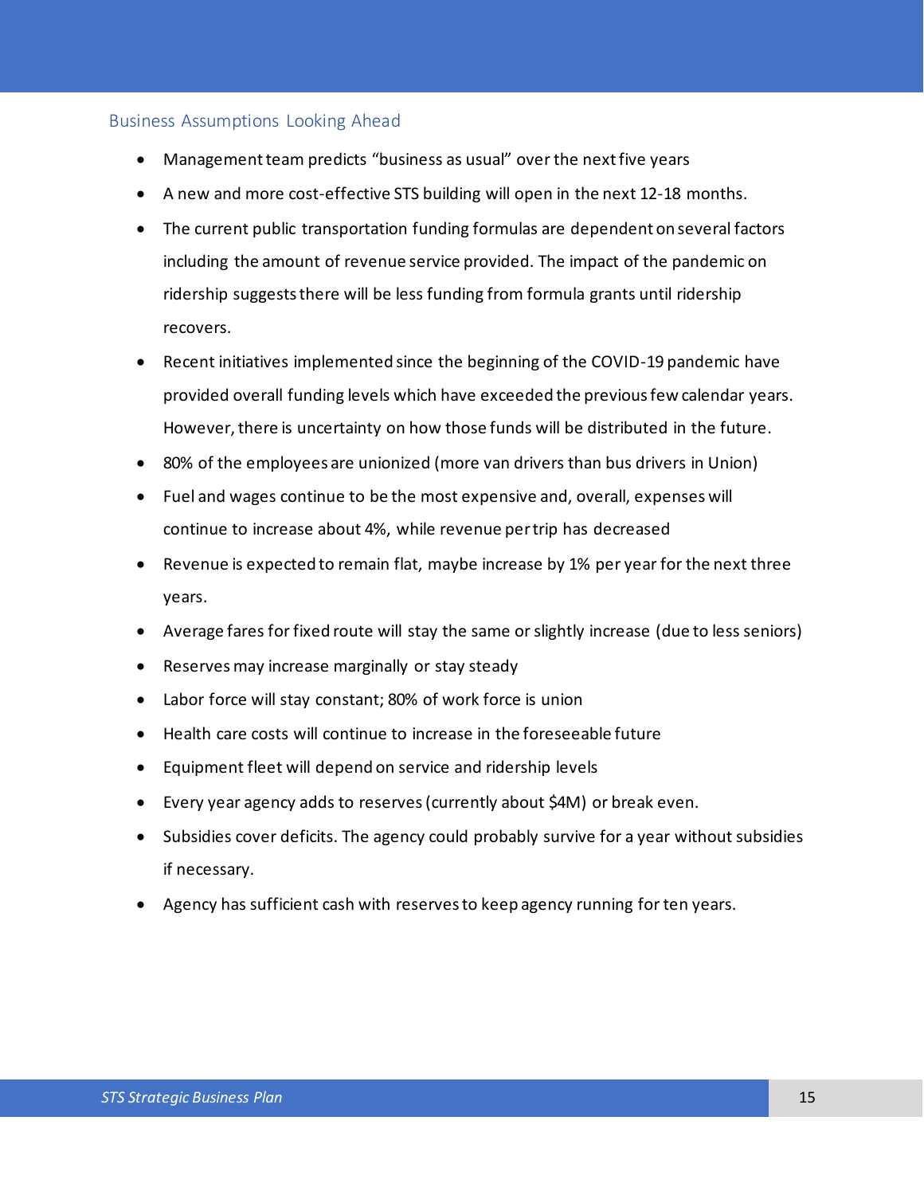## Business Assumptions Looking Ahead

- Management team predicts "business as usual" over the next five years
- A new and more cost-effective STS building will open in the next 12-18 months.
- The current public transportation funding formulas are dependent on several factors including the amount of revenue service provided. The impact of the pandemic on ridership suggests there will be less funding from formula grants until ridership recovers.
- Recent initiatives implemented since the beginning of the COVID-19 pandemic have provided overall funding levels which have exceeded the previous few calendar years. However, there is uncertainty on how those funds will be distributed in the future.
- 80% of the employees are unionized (more van drivers than bus drivers in Union)
- Fuel and wages continue to be the most expensive and, overall, expenses will continue to increase about 4%, while revenue per trip has decreased
- Revenue is expected to remain flat, maybe increase by 1% per year for the next three years.
- Average fares for fixed route will stay the same or slightly increase (due to less seniors)
- Reserves may increase marginally or stay steady
- Labor force will stay constant; 80% of work force is union
- Health care costs will continue to increase in the foreseeable future
- Equipment fleet will depend on service and ridership levels
- Every year agency adds to reserves (currently about $4M) or break even.
- Subsidies cover deficits. The agency could probably survive for a year without subsidies if necessary.
- Agency has sufficient cash with reserves to keep agency running for ten years.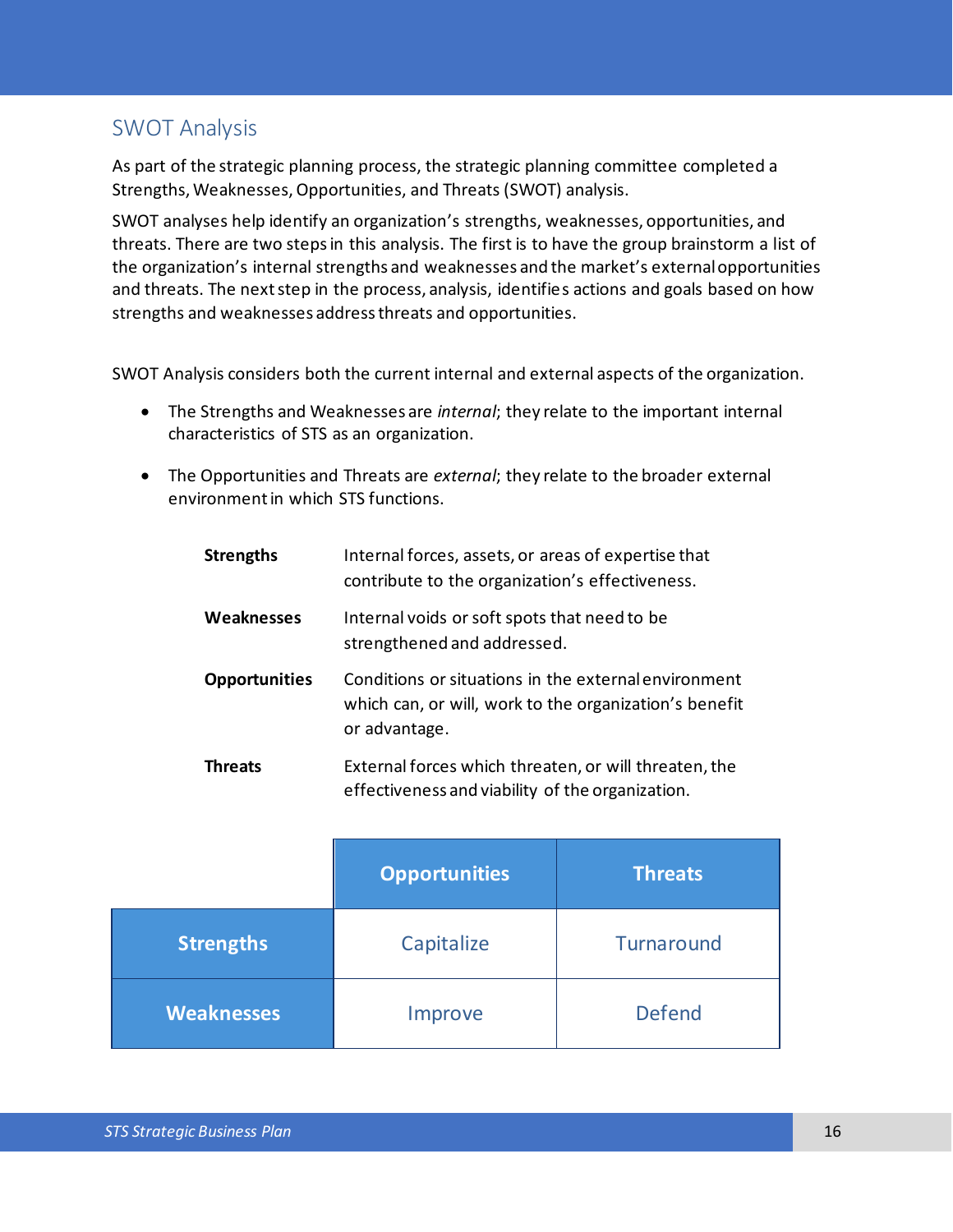## SWOT Analysis

As part of the strategic planning process, the strategic planning committee completed a Strengths, Weaknesses, Opportunities, and Threats (SWOT) analysis.

SWOT analyses help identify an organization's strengths, weaknesses, opportunities, and threats. There are two steps in this analysis. The first is to have the group brainstorm a list of the organization's internal strengths and weaknesses and the market's external opportunities and threats. The next step in the process, analysis, identifies actions and goals based on how strengths and weaknesses address threats and opportunities.

SWOT Analysis considers both the current internal and external aspects of the organization.

- The Strengths and Weaknesses are *internal*; they relate to the important internal characteristics of STS as an organization.
- The Opportunities and Threats are *external*; they relate to the broader external environment in which STS functions.

| | |
|---|---|
| **Strengths** | Internal forces, assets, or areas of expertise that contribute to the organization's effectiveness. |
| **Weaknesses** | Internal voids or soft spots that need to be strengthened and addressed. |
| **Opportunities** | Conditions or situations in the external environment which can, or will, work to the organization's benefit or advantage. |
| **Threats** | External forces which threaten, or will threaten, the effectiveness and viability of the organization. |

| | **Opportunities** | **Threats** |
|---|---|---|
| **Strengths** | Capitalize | Turnaround |
| **Weaknesses** | Improve | Defend |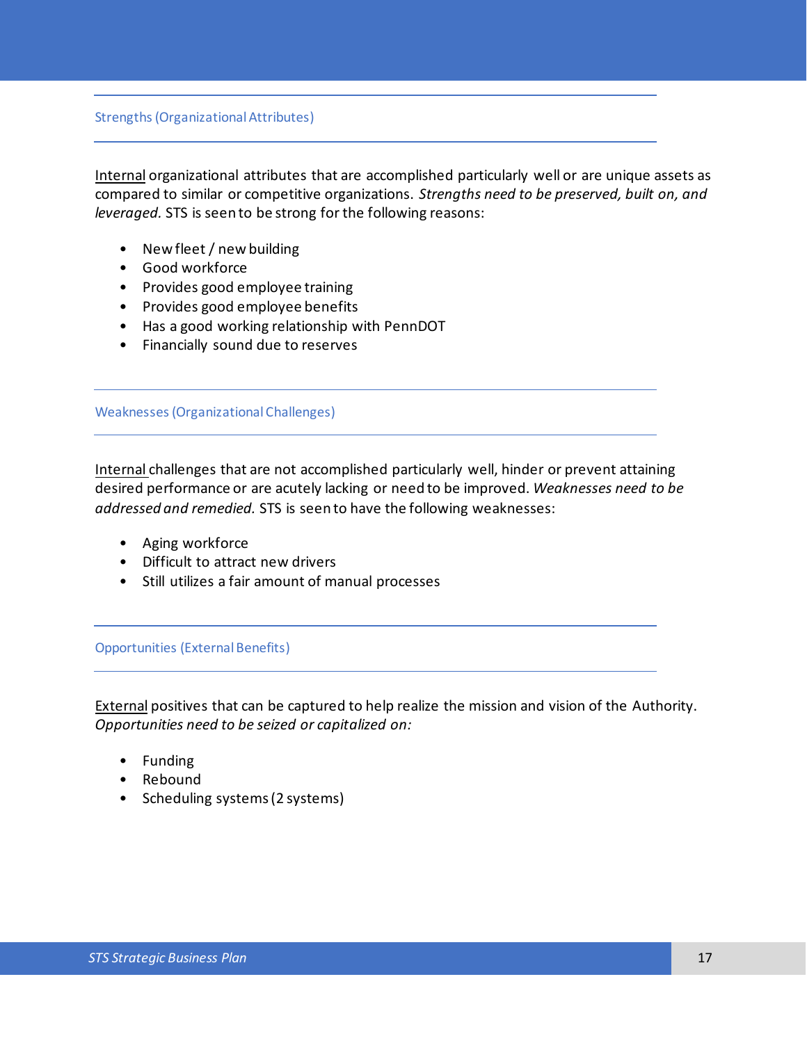## Strengths (Organizational Attributes)

Internal organizational attributes that are accomplished particularly well or are unique assets as compared to similar or competitive organizations. *Strengths need to be preserved, built on, and leveraged.* STS is seen to be strong for the following reasons:

- New fleet / new building
- Good workforce
- Provides good employee training
- Provides good employee benefits
- Has a good working relationship with PennDOT
- Financially sound due to reserves

## Weaknesses (Organizational Challenges)

Internal challenges that are not accomplished particularly well, hinder or prevent attaining desired performance or are acutely lacking or need to be improved. *Weaknesses need to be addressed and remedied.* STS is seen to have the following weaknesses:

- Aging workforce
- Difficult to attract new drivers
- Still utilizes a fair amount of manual processes

## Opportunities (External Benefits)

External positives that can be captured to help realize the mission and vision of the Authority. *Opportunities need to be seized or capitalized on:*

- Funding
- Rebound
- Scheduling systems (2 systems)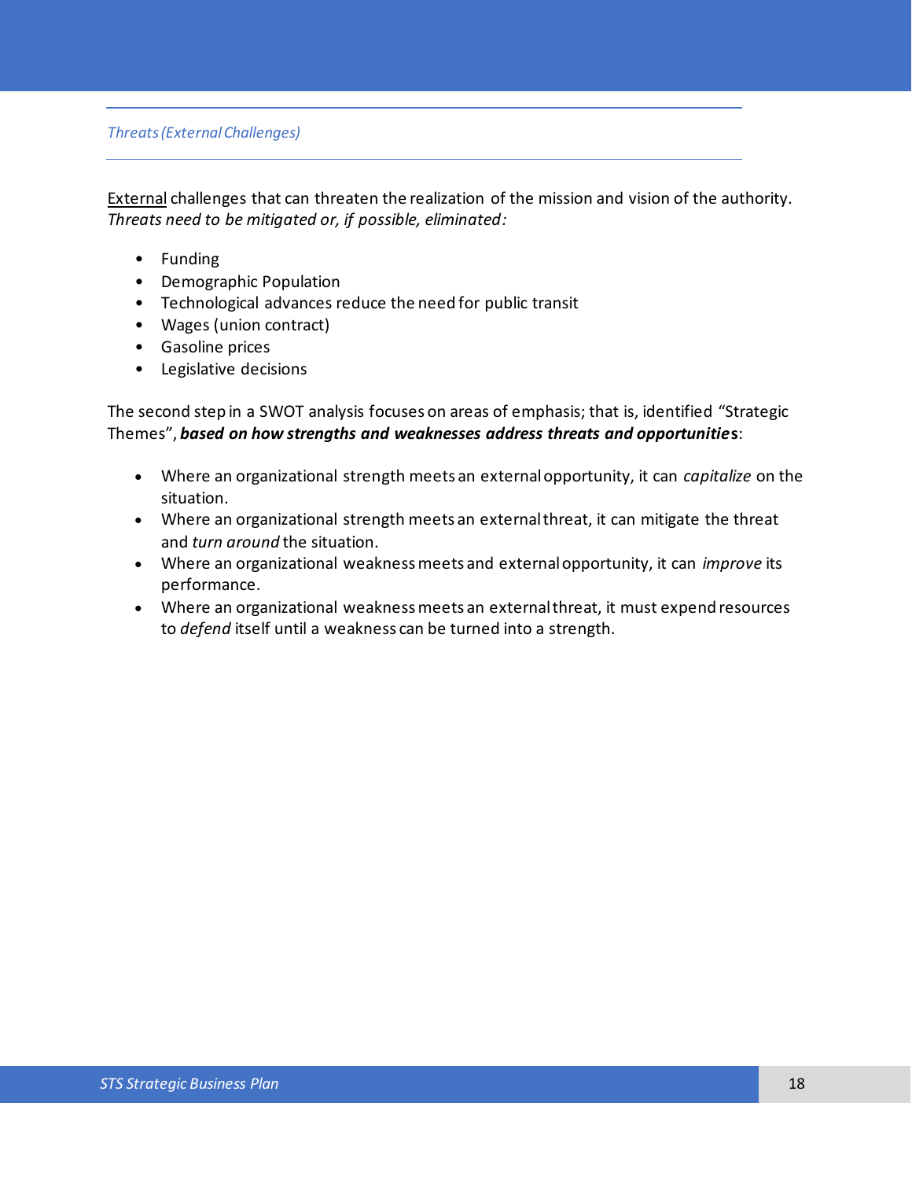### *Threats (External Challenges)*

External challenges that can threaten the realization of the mission and vision of the authority. *Threats need to be mitigated or, if possible, eliminated:*

- Funding
- Demographic Population
- Technological advances reduce the need for public transit
- Wages (union contract)
- Gasoline prices
- Legislative decisions

The second step in a SWOT analysis focuses on areas of emphasis; that is, identified "Strategic Themes", ***based on how strengths and weaknesses address threats and opportunities***:

- Where an organizational strength meets an external opportunity, it can *capitalize* on the situation.
- Where an organizational strength meets an external threat, it can mitigate the threat and *turn around* the situation.
- Where an organizational weakness meets and external opportunity, it can *improve* its performance.
- Where an organizational weakness meets an external threat, it must expend resources to *defend* itself until a weakness can be turned into a strength.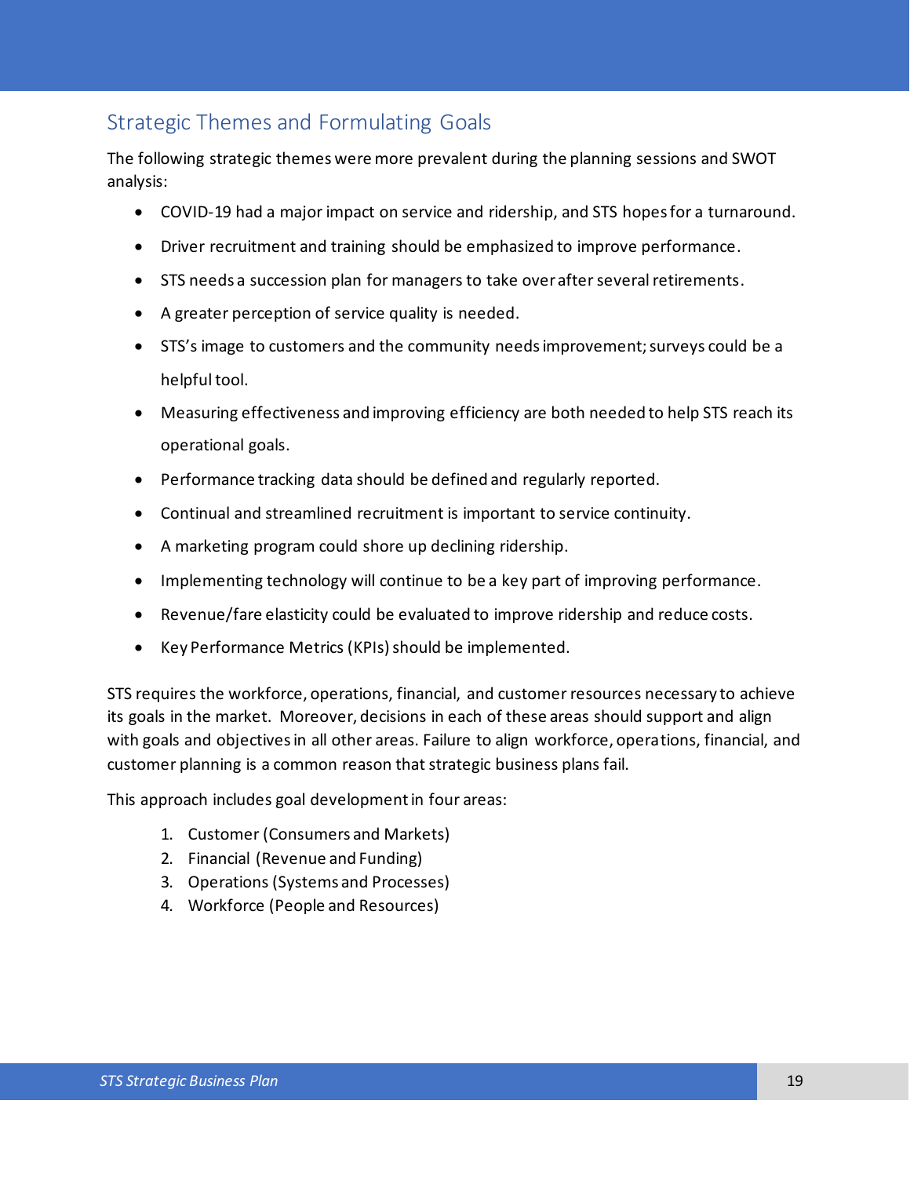## Strategic Themes and Formulating Goals

The following strategic themes were more prevalent during the planning sessions and SWOT analysis:

- COVID-19 had a major impact on service and ridership, and STS hopes for a turnaround.
- Driver recruitment and training should be emphasized to improve performance.
- STS needs a succession plan for managers to take over after several retirements.
- A greater perception of service quality is needed.
- STS's image to customers and the community needs improvement; surveys could be a helpful tool.
- Measuring effectiveness and improving efficiency are both needed to help STS reach its operational goals.
- Performance tracking data should be defined and regularly reported.
- Continual and streamlined recruitment is important to service continuity.
- A marketing program could shore up declining ridership.
- Implementing technology will continue to be a key part of improving performance.
- Revenue/fare elasticity could be evaluated to improve ridership and reduce costs.
- Key Performance Metrics (KPIs) should be implemented.

STS requires the workforce, operations, financial, and customer resources necessary to achieve its goals in the market. Moreover, decisions in each of these areas should support and align with goals and objectives in all other areas. Failure to align workforce, operations, financial, and customer planning is a common reason that strategic business plans fail.

This approach includes goal development in four areas:

1. Customer (Consumers and Markets)
2. Financial (Revenue and Funding)
3. Operations (Systems and Processes)
4. Workforce (People and Resources)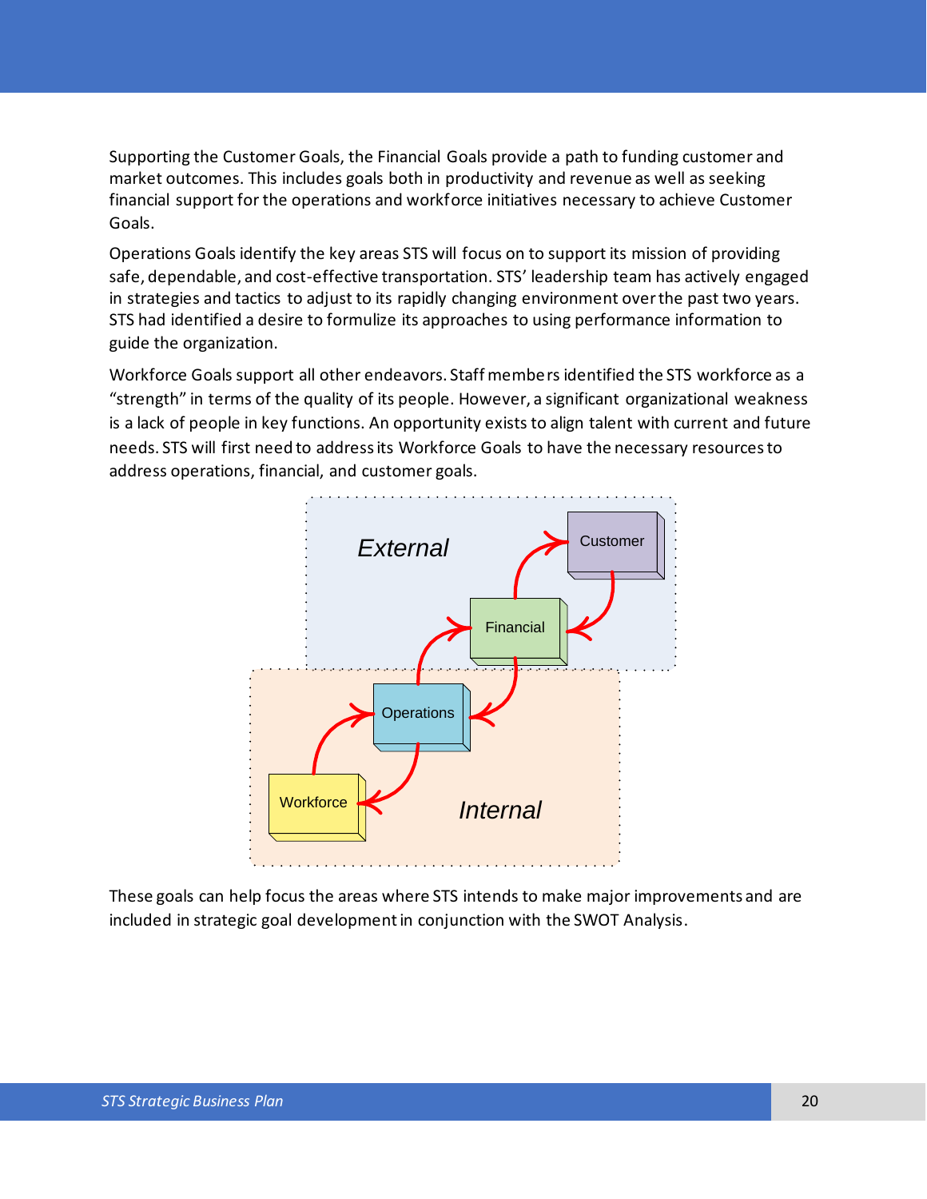Supporting the Customer Goals, the Financial Goals provide a path to funding customer and market outcomes. This includes goals both in productivity and revenue as well as seeking financial support for the operations and workforce initiatives necessary to achieve Customer Goals.

Operations Goals identify the key areas STS will focus on to support its mission of providing safe, dependable, and cost-effective transportation. STS' leadership team has actively engaged in strategies and tactics to adjust to its rapidly changing environment over the past two years. STS had identified a desire to formulize its approaches to using performance information to guide the organization.

Workforce Goals support all other endeavors. Staff members identified the STS workforce as a "strength" in terms of the quality of its people. However, a significant organizational weakness is a lack of people in key functions. An opportunity exists to align talent with current and future needs. STS will first need to address its Workforce Goals to have the necessary resources to address operations, financial, and customer goals.

*External*

Customer

Financial

Operations

Workforce

*Internal*

These goals can help focus the areas where STS intends to make major improvements and are included in strategic goal development in conjunction with the SWOT Analysis.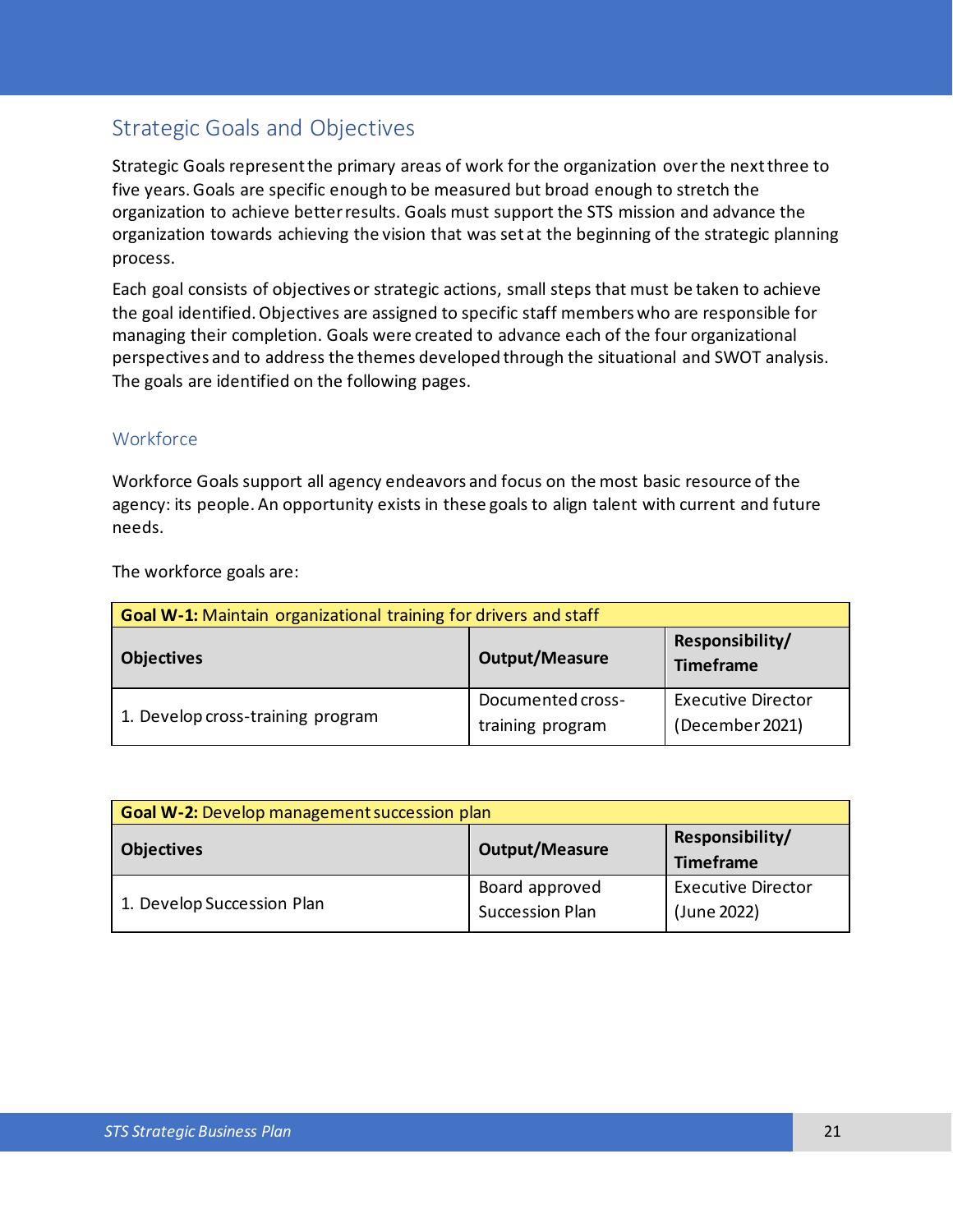## Strategic Goals and Objectives

Strategic Goals represent the primary areas of work for the organization over the next three to five years. Goals are specific enough to be measured but broad enough to stretch the organization to achieve better results. Goals must support the STS mission and advance the organization towards achieving the vision that was set at the beginning of the strategic planning process.

Each goal consists of objectives or strategic actions, small steps that must be taken to achieve the goal identified. Objectives are assigned to specific staff members who are responsible for managing their completion. Goals were created to advance each of the four organizational perspectives and to address the themes developed through the situational and SWOT analysis. The goals are identified on the following pages.

### Workforce

Workforce Goals support all agency endeavors and focus on the most basic resource of the agency: its people. An opportunity exists in these goals to align talent with current and future needs.

The workforce goals are:

| **Goal W-1:** Maintain organizational training for drivers and staff | | |
|---|---|---|
| **Objectives** | **Output/Measure** | **Responsibility/ Timeframe** |
| 1. Develop cross-training program | Documented cross-training program | Executive Director (December 2021) |

| **Goal W-2:** Develop management succession plan | | |
|---|---|---|
| **Objectives** | **Output/Measure** | **Responsibility/ Timeframe** |
| 1. Develop Succession Plan | Board approved Succession Plan | Executive Director (June 2022) |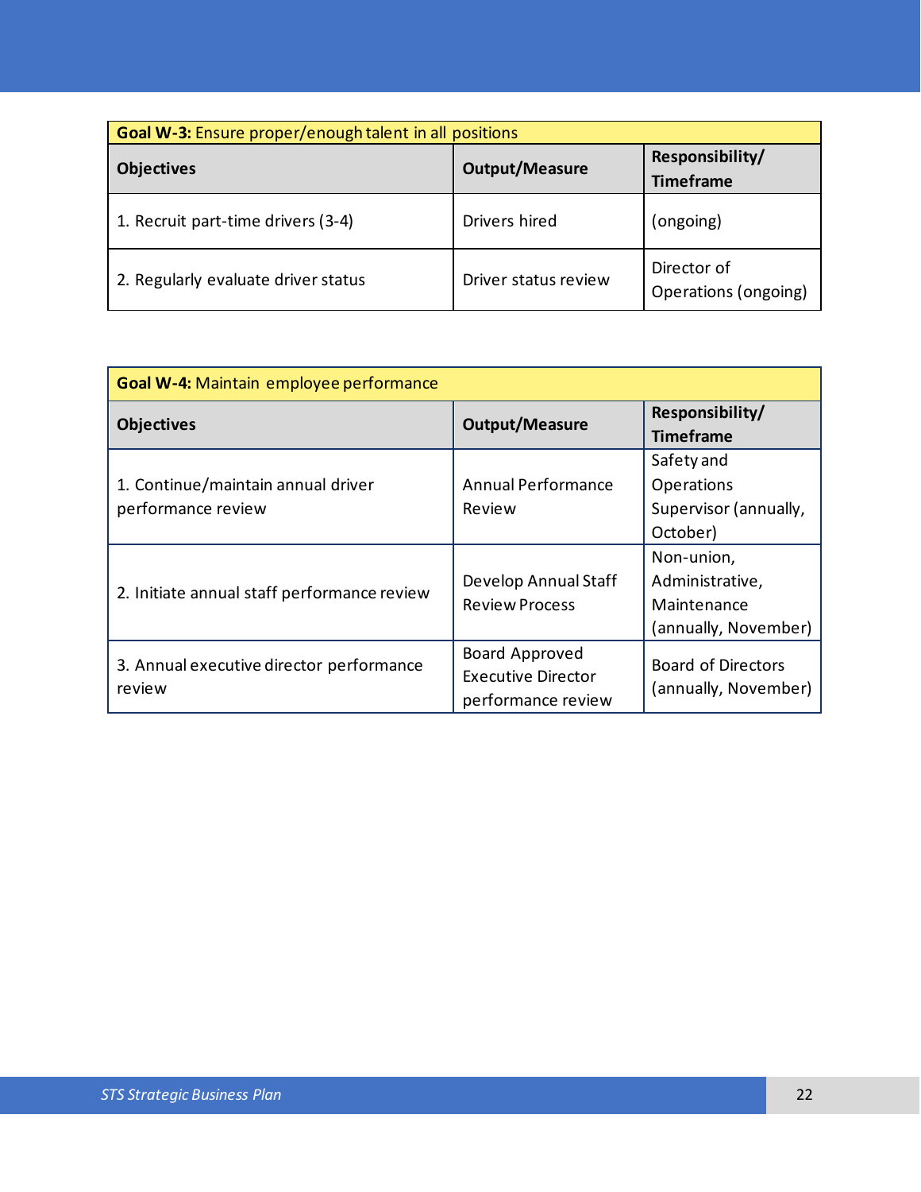| **Goal W-3:** Ensure proper/enough talent in all positions | | |
|---|---|---|
| **Objectives** | **Output/Measure** | **Responsibility/ Timeframe** |
| 1. Recruit part-time drivers (3-4) | Drivers hired | (ongoing) |
| 2. Regularly evaluate driver status | Driver status review | Director of Operations (ongoing) |

| **Goal W-4:** Maintain employee performance | | |
|---|---|---|
| **Objectives** | **Output/Measure** | **Responsibility/ Timeframe** |
| 1. Continue/maintain annual driver performance review | Annual Performance Review | Safety and Operations Supervisor (annually, October) |
| 2. Initiate annual staff performance review | Develop Annual Staff Review Process | Non-union, Administrative, Maintenance (annually, November) |
| 3. Annual executive director performance review | Board Approved Executive Director performance review | Board of Directors (annually, November) |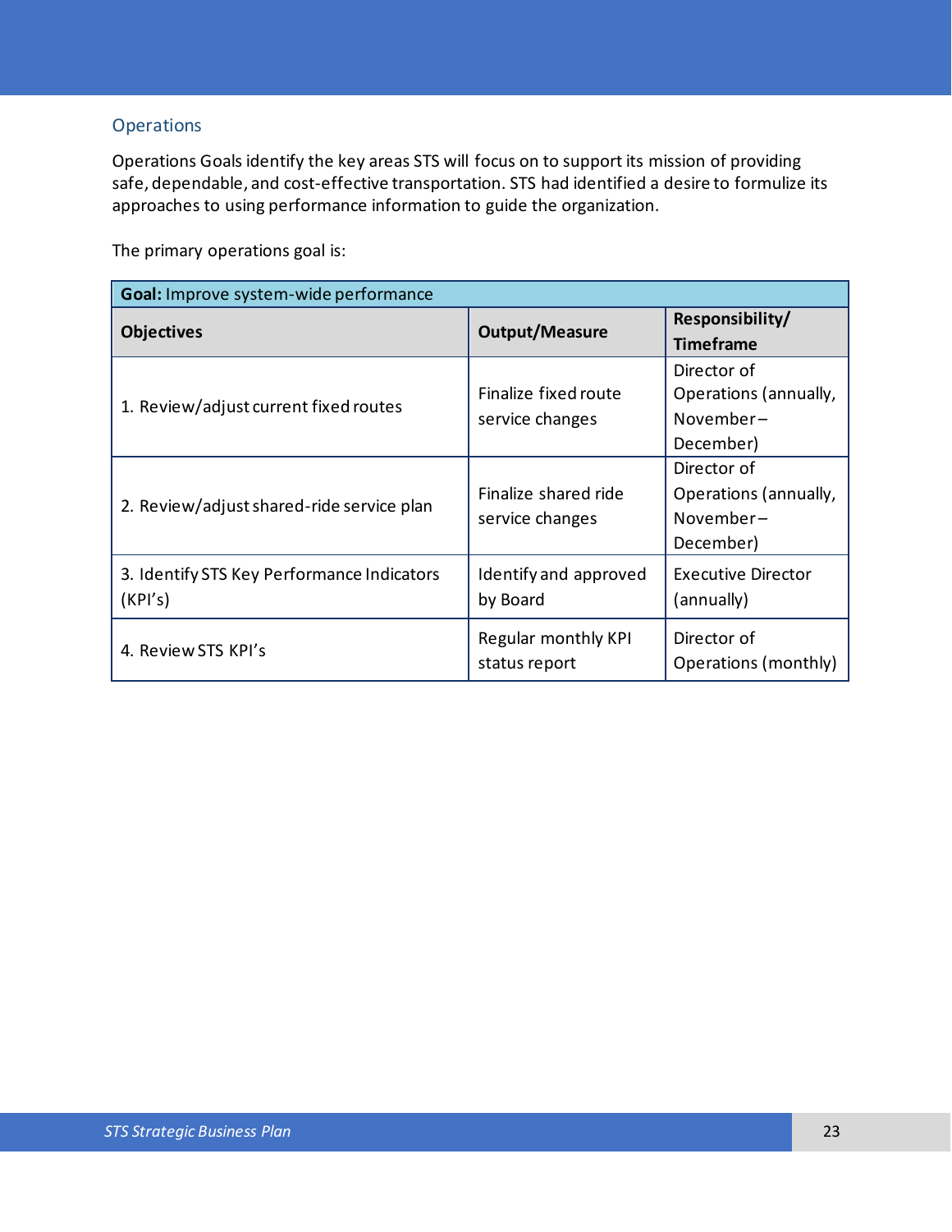## Operations

Operations Goals identify the key areas STS will focus on to support its mission of providing safe, dependable, and cost-effective transportation. STS had identified a desire to formulize its approaches to using performance information to guide the organization.

The primary operations goal is:

| **Goal:** Improve system-wide performance | | |
|---|---|---|
| **Objectives** | **Output/Measure** | **Responsibility/ Timeframe** |
| 1. Review/adjust current fixed routes | Finalize fixed route service changes | Director of Operations (annually, November – December) |
| 2. Review/adjust shared-ride service plan | Finalize shared ride service changes | Director of Operations (annually, November – December) |
| 3. Identify STS Key Performance Indicators (KPI's) | Identify and approved by Board | Executive Director (annually) |
| 4. Review STS KPI's | Regular monthly KPI status report | Director of Operations (monthly) |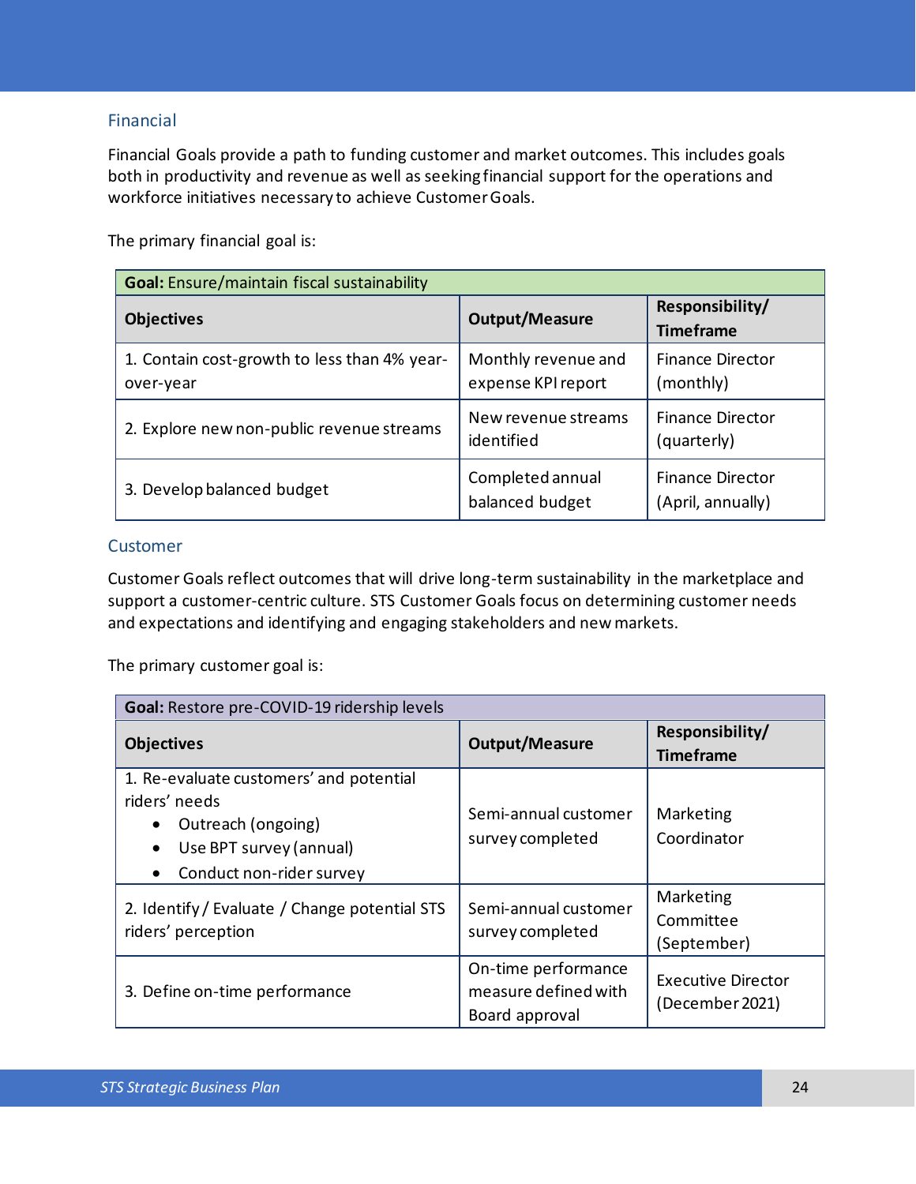## Financial

Financial Goals provide a path to funding customer and market outcomes. This includes goals both in productivity and revenue as well as seeking financial support for the operations and workforce initiatives necessary to achieve Customer Goals.

The primary financial goal is:

| **Goal:** Ensure/maintain fiscal sustainability | | |
|---|---|---|
| **Objectives** | **Output/Measure** | **Responsibility/ Timeframe** |
| 1. Contain cost-growth to less than 4% year-over-year | Monthly revenue and expense KPI report | Finance Director (monthly) |
| 2. Explore new non-public revenue streams | New revenue streams identified | Finance Director (quarterly) |
| 3. Develop balanced budget | Completed annual balanced budget | Finance Director (April, annually) |

## Customer

Customer Goals reflect outcomes that will drive long-term sustainability in the marketplace and support a customer-centric culture. STS Customer Goals focus on determining customer needs and expectations and identifying and engaging stakeholders and new markets.

The primary customer goal is:

| **Goal:** Restore pre-COVID-19 ridership levels | | |
|---|---|---|
| **Objectives** | **Output/Measure** | **Responsibility/ Timeframe** |
| 1. Re-evaluate customers' and potential riders' needs<br>• Outreach (ongoing)<br>• Use BPT survey (annual)<br>• Conduct non-rider survey | Semi-annual customer survey completed | Marketing Coordinator |
| 2. Identify / Evaluate / Change potential STS riders' perception | Semi-annual customer survey completed | Marketing Committee (September) |
| 3. Define on-time performance | On-time performance measure defined with Board approval | Executive Director (December 2021) |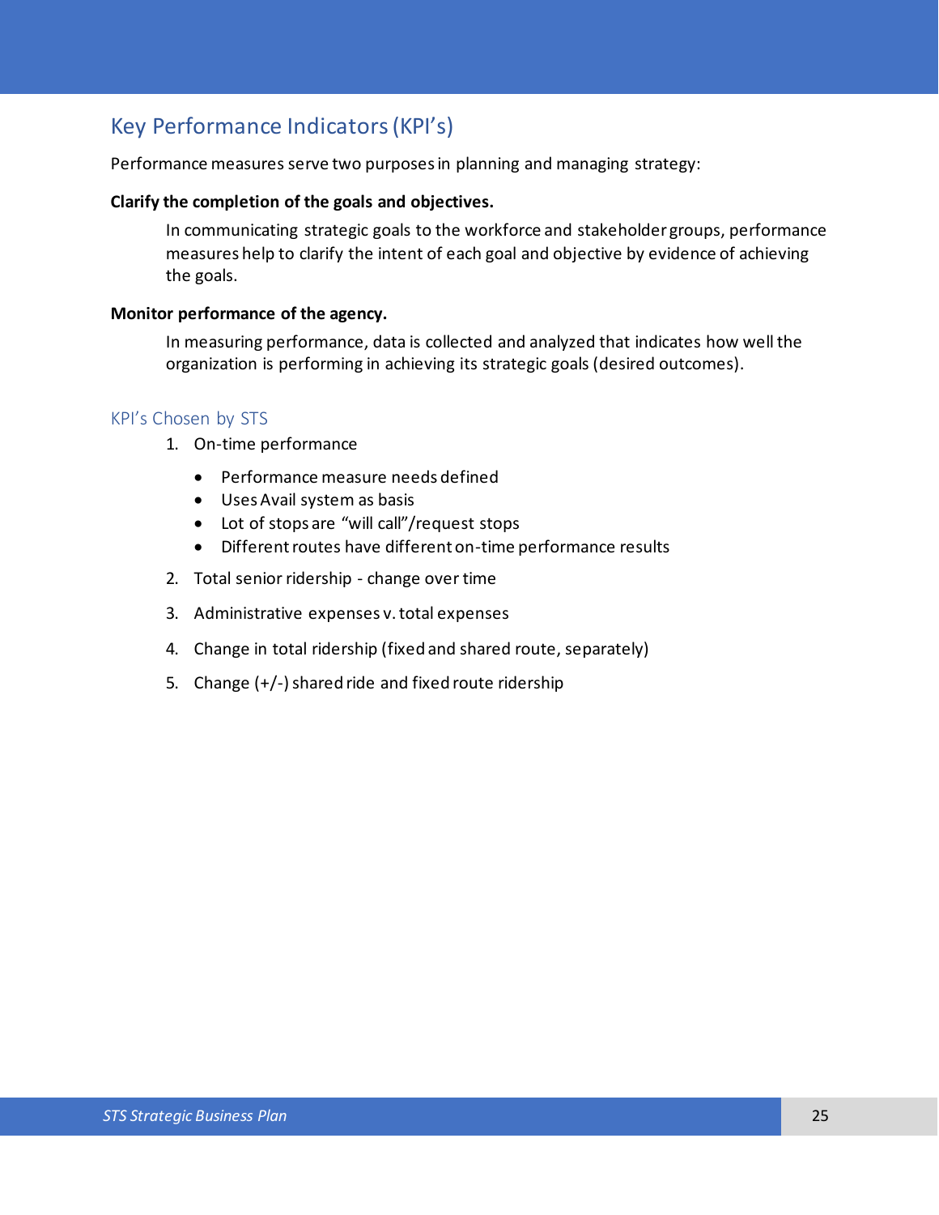## Key Performance Indicators (KPI's)

Performance measures serve two purposes in planning and managing strategy:

**Clarify the completion of the goals and objectives.**

In communicating strategic goals to the workforce and stakeholder groups, performance measures help to clarify the intent of each goal and objective by evidence of achieving the goals.

**Monitor performance of the agency.**

In measuring performance, data is collected and analyzed that indicates how well the organization is performing in achieving its strategic goals (desired outcomes).

### KPI's Chosen by STS

1. On-time performance
   - Performance measure needs defined
   - Uses Avail system as basis
   - Lot of stops are "will call"/request stops
   - Different routes have different on-time performance results
2. Total senior ridership - change over time
3. Administrative expenses v. total expenses
4. Change in total ridership (fixed and shared route, separately)
5. Change (+/-) shared ride and fixed route ridership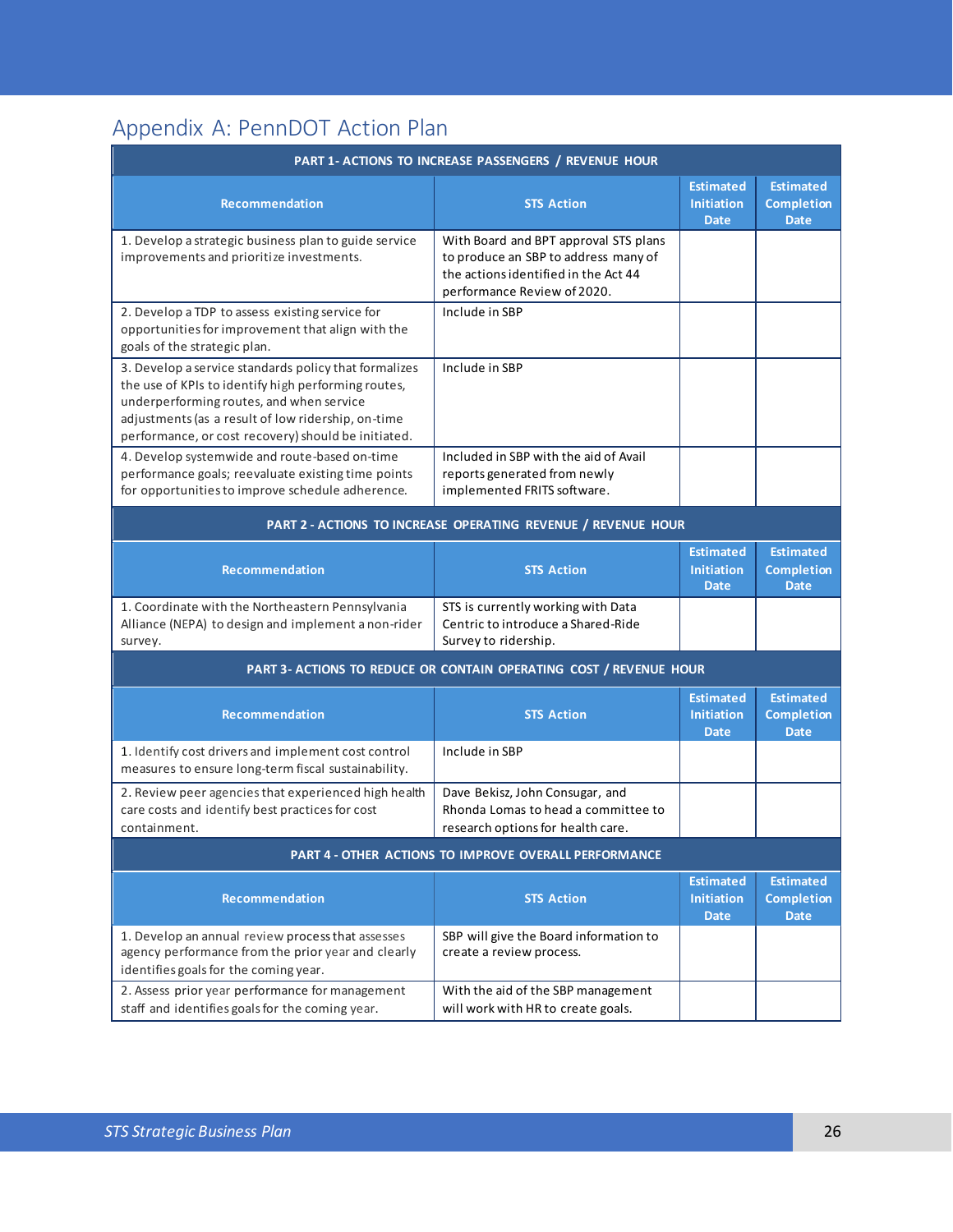## Appendix A: PennDOT Action Plan

| PART 1- ACTIONS TO INCREASE PASSENGERS / REVENUE HOUR | | | |
|---|---|---|---|
| **Recommendation** | **STS Action** | **Estimated Initiation Date** | **Estimated Completion Date** |
| 1. Develop a strategic business plan to guide service improvements and prioritize investments. | With Board and BPT approval STS plans to produce an SBP to address many of the actions identified in the Act 44 performance Review of 2020. | | |
| 2. Develop a TDP to assess existing service for opportunities for improvement that align with the goals of the strategic plan. | Include in SBP | | |
| 3. Develop a service standards policy that formalizes the use of KPIs to identify high performing routes, underperforming routes, and when service adjustments (as a result of low ridership, on-time performance, or cost recovery) should be initiated. | Include in SBP | | |
| 4. Develop systemwide and route-based on-time performance goals; reevaluate existing time points for opportunities to improve schedule adherence. | Included in SBP with the aid of Avail reports generated from newly implemented FRITS software. | | |
| **PART 2 - ACTIONS TO INCREASE OPERATING REVENUE / REVENUE HOUR** | | | |
| **Recommendation** | **STS Action** | **Estimated Initiation Date** | **Estimated Completion Date** |
| 1. Coordinate with the Northeastern Pennsylvania Alliance (NEPA) to design and implement a non-rider survey. | STS is currently working with Data Centric to introduce a Shared-Ride Survey to ridership. | | |
| **PART 3- ACTIONS TO REDUCE OR CONTAIN OPERATING COST / REVENUE HOUR** | | | |
| **Recommendation** | **STS Action** | **Estimated Initiation Date** | **Estimated Completion Date** |
| 1. Identify cost drivers and implement cost control measures to ensure long-term fiscal sustainability. | Include in SBP | | |
| 2. Review peer agencies that experienced high health care costs and identify best practices for cost containment. | Dave Bekisz, John Consugar, and Rhonda Lomas to head a committee to research options for health care. | | |
| **PART 4 - OTHER ACTIONS TO IMPROVE OVERALL PERFORMANCE** | | | |
| **Recommendation** | **STS Action** | **Estimated Initiation Date** | **Estimated Completion Date** |
| 1. Develop an annual review process that assesses agency performance from the prior year and clearly identifies goals for the coming year. | SBP will give the Board information to create a review process. | | |
| 2. Assess prior year performance for management staff and identifies goals for the coming year. | With the aid of the SBP management will work with HR to create goals. | | |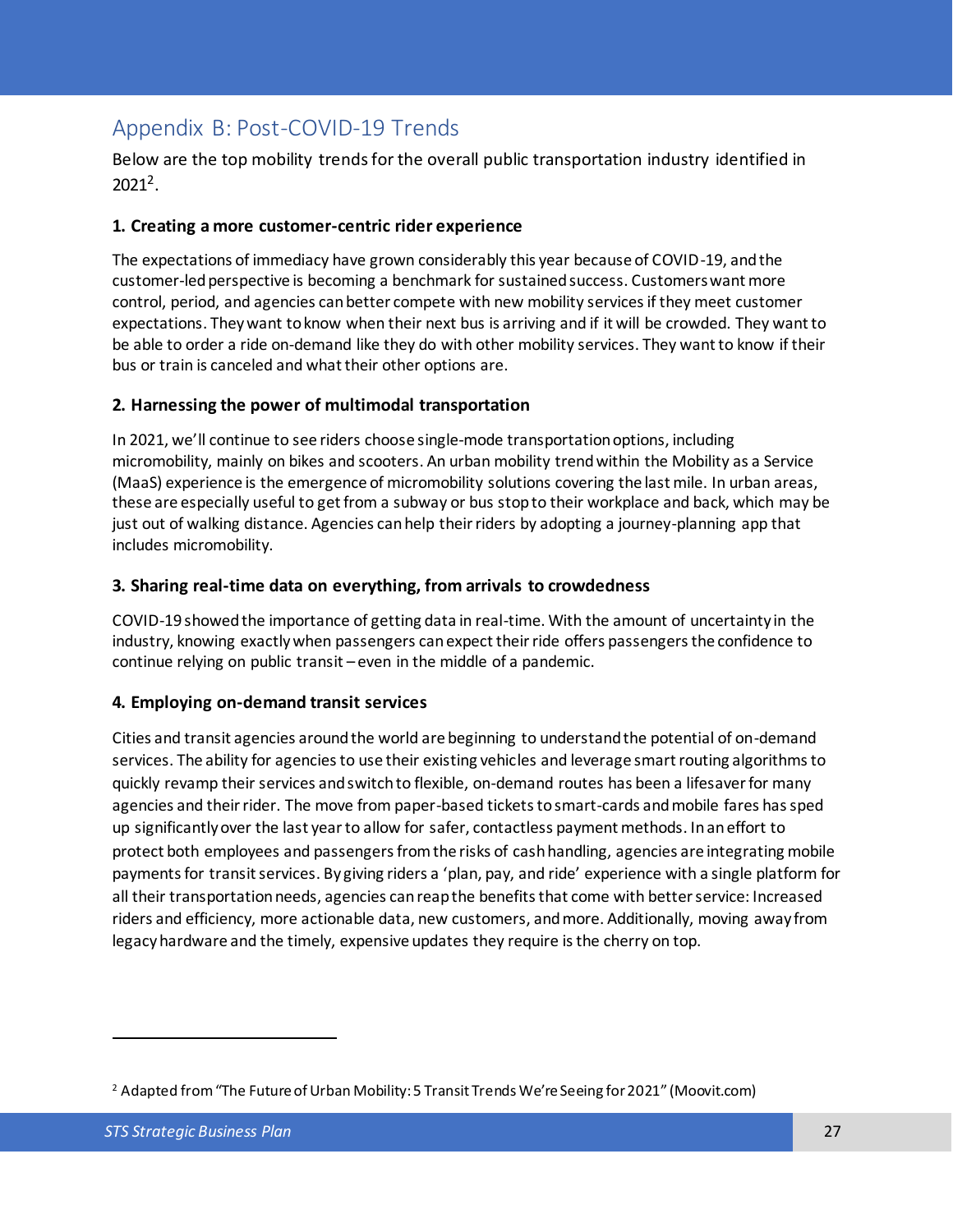## Appendix B: Post-COVID-19 Trends

Below are the top mobility trends for the overall public transportation industry identified in 2021[2].

**1. Creating a more customer-centric rider experience**

The expectations of immediacy have grown considerably this year because of COVID-19, and the customer-led perspective is becoming a benchmark for sustained success. Customers want more control, period, and agencies can better compete with new mobility services if they meet customer expectations. They want to know when their next bus is arriving and if it will be crowded. They want to be able to order a ride on-demand like they do with other mobility services. They want to know if their bus or train is canceled and what their other options are.

**2. Harnessing the power of multimodal transportation**

In 2021, we'll continue to see riders choose single-mode transportation options, including micromobility, mainly on bikes and scooters. An urban mobility trend within the Mobility as a Service (MaaS) experience is the emergence of micromobility solutions covering the last mile. In urban areas, these are especially useful to get from a subway or bus stop to their workplace and back, which may be just out of walking distance. Agencies can help their riders by adopting a journey-planning app that includes micromobility.

**3. Sharing real-time data on everything, from arrivals to crowdedness**

COVID-19 showed the importance of getting data in real-time. With the amount of uncertainty in the industry, knowing exactly when passengers can expect their ride offers passengers the confidence to continue relying on public transit – even in the middle of a pandemic.

**4. Employing on-demand transit services**

Cities and transit agencies around the world are beginning to understand the potential of on-demand services. The ability for agencies to use their existing vehicles and leverage smart routing algorithms to quickly revamp their services and switch to flexible, on-demand routes has been a lifesaver for many agencies and their rider. The move from paper-based tickets to smart-cards and mobile fares has sped up significantly over the last year to allow for safer, contactless payment methods. In an effort to protect both employees and passengers from the risks of cash handling, agencies are integrating mobile payments for transit services. By giving riders a 'plan, pay, and ride' experience with a single platform for all their transportation needs, agencies can reap the benefits that come with better service: Increased riders and efficiency, more actionable data, new customers, and more. Additionally, moving away from legacy hardware and the timely, expensive updates they require is the cherry on top.

---

[2] Adapted from "The Future of Urban Mobility: 5 Transit Trends We're Seeing for 2021" (Moovit.com)